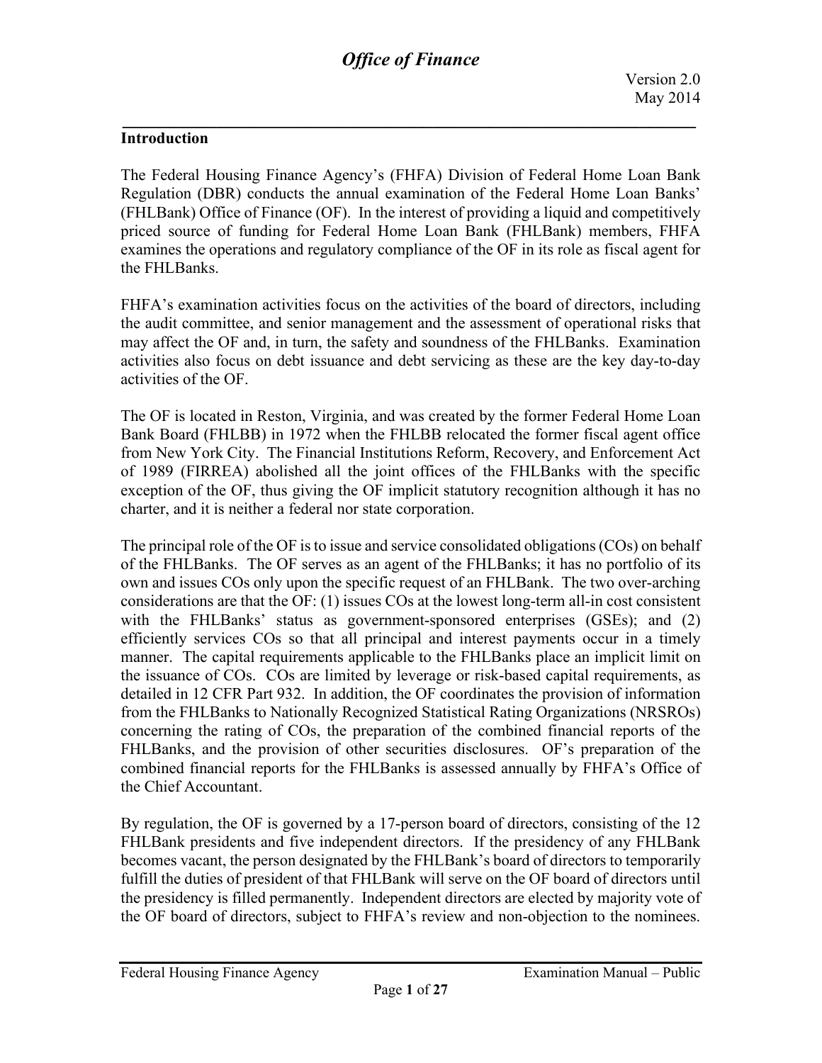## Introduction

The Federal Housing Finance Agency's (FHFA) Division of Federal Home Loan Bank Regulation (DBR) conducts the annual examination of the Federal Home Loan Banks' (FHLBank) Office of Finance (OF). In the interest of providing a liquid and competitively priced source of funding for Federal Home Loan Bank (FHLBank) members, FHFA examines the operations and regulatory compliance of the OF in its role as fiscal agent for the FHLBanks.

FHFA's examination activities focus on the activities of the board of directors, including the audit committee, and senior management and the assessment of operational risks that may affect the OF and, in turn, the safety and soundness of the FHLBanks. Examination activities also focus on debt issuance and debt servicing as these are the key day-to-day activities of the OF.

The OF is located in Reston, Virginia, and was created by the former Federal Home Loan Bank Board (FHLBB) in 1972 when the FHLBB relocated the former fiscal agent office from New York City. The Financial Institutions Reform, Recovery, and Enforcement Act of 1989 (FIRREA) abolished all the joint offices of the FHLBanks with the specific exception of the OF, thus giving the OF implicit statutory recognition although it has no charter, and it is neither a federal nor state corporation.

The principal role of the OF is to issue and service consolidated obligations (COs) on behalf of the FHLBanks. The OF serves as an agent of the FHLBanks; it has no portfolio of its own and issues COs only upon the specific request of an FHLBank. The two over-arching considerations are that the OF: (1) issues COs at the lowest long-term all-in cost consistent with the FHLBanks' status as government-sponsored enterprises (GSEs); and (2) efficiently services COs so that all principal and interest payments occur in a timely manner. The capital requirements applicable to the FHLBanks place an implicit limit on the issuance of COs. COs are limited by leverage or risk-based capital requirements, as detailed in 12 CFR Part 932. In addition, the OF coordinates the provision of information from the FHLBanks to Nationally Recognized Statistical Rating Organizations (NRSROs) concerning the rating of COs, the preparation of the combined financial reports of the FHLBanks, and the provision of other securities disclosures. OF's preparation of the combined financial reports for the FHLBanks is assessed annually by FHFA's Office of the Chief Accountant.

By regulation, the OF is governed by a 17-person board of directors, consisting of the 12 FHLBank presidents and five independent directors. If the presidency of any FHLBank becomes vacant, the person designated by the FHLBank's board of directors to temporarily fulfill the duties of president of that FHLBank will serve on the OF board of directors until the presidency is filled permanently. Independent directors are elected by majority vote of the OF board of directors, subject to FHFA's review and non-objection to the nominees.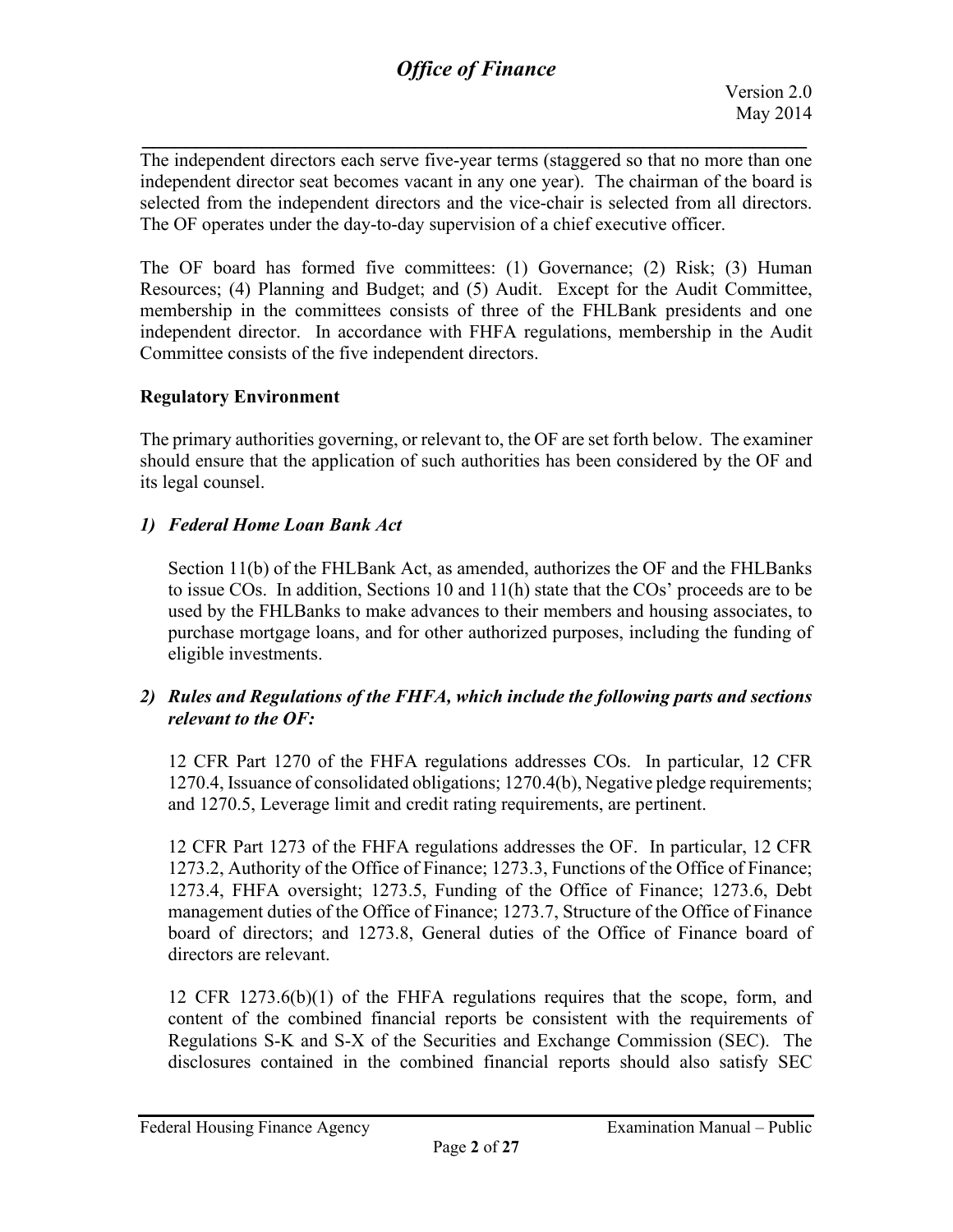The independent directors each serve five-year terms (staggered so that no more than one independent director seat becomes vacant in any one year). The chairman of the board is selected from the independent directors and the vice-chair is selected from all directors. The OF operates under the day-to-day supervision of a chief executive officer.

The OF board has formed five committees: (1) Governance; (2) Risk; (3) Human Resources; (4) Planning and Budget; and (5) Audit. Except for the Audit Committee, membership in the committees consists of three of the FHLBank presidents and one independent director. In accordance with FHFA regulations, membership in the Audit Committee consists of the five independent directors.

**Regulatory Environment**

The primary authorities governing, or relevant to, the OF are set forth below. The examiner should ensure that the application of such authorities has been considered by the OF and its legal counsel.

***1) Federal Home Loan Bank Act***

Section 11(b) of the FHLBank Act, as amended, authorizes the OF and the FHLBanks to issue COs. In addition, Sections 10 and 11(h) state that the COs' proceeds are to be used by the FHLBanks to make advances to their members and housing associates, to purchase mortgage loans, and for other authorized purposes, including the funding of eligible investments.

***2) Rules and Regulations of the FHFA, which include the following parts and sections relevant to the OF:***

12 CFR Part 1270 of the FHFA regulations addresses COs. In particular, 12 CFR 1270.4, Issuance of consolidated obligations; 1270.4(b), Negative pledge requirements; and 1270.5, Leverage limit and credit rating requirements, are pertinent.

12 CFR Part 1273 of the FHFA regulations addresses the OF. In particular, 12 CFR 1273.2, Authority of the Office of Finance; 1273.3, Functions of the Office of Finance; 1273.4, FHFA oversight; 1273.5, Funding of the Office of Finance; 1273.6, Debt management duties of the Office of Finance; 1273.7, Structure of the Office of Finance board of directors; and 1273.8, General duties of the Office of Finance board of directors are relevant.

12 CFR 1273.6(b)(1) of the FHFA regulations requires that the scope, form, and content of the combined financial reports be consistent with the requirements of Regulations S-K and S-X of the Securities and Exchange Commission (SEC). The disclosures contained in the combined financial reports should also satisfy SEC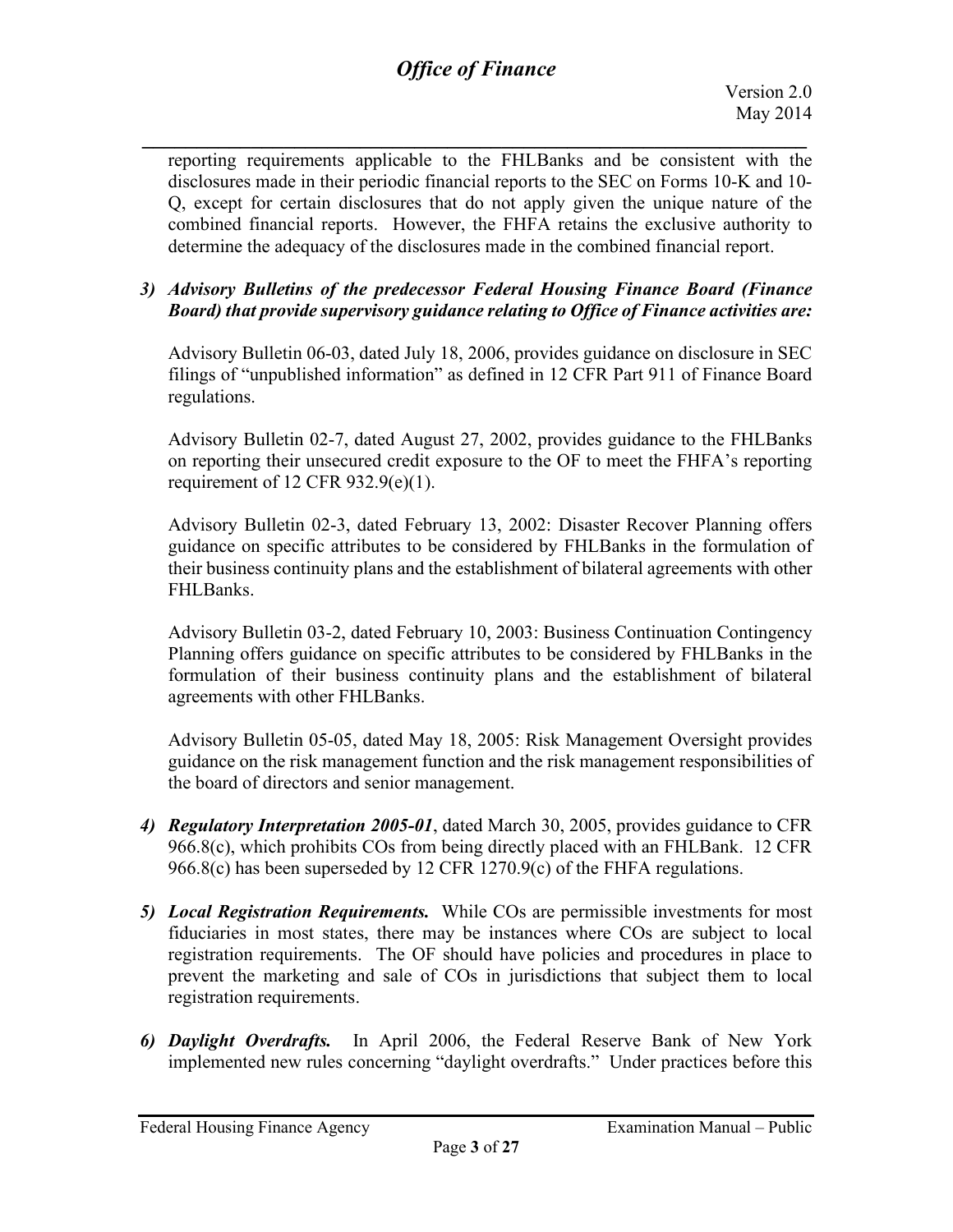reporting requirements applicable to the FHLBanks and be consistent with the disclosures made in their periodic financial reports to the SEC on Forms 10-K and 10-Q, except for certain disclosures that do not apply given the unique nature of the combined financial reports. However, the FHFA retains the exclusive authority to determine the adequacy of the disclosures made in the combined financial report.

3) ***Advisory Bulletins of the predecessor Federal Housing Finance Board (Finance Board) that provide supervisory guidance relating to Office of Finance activities are:***

   Advisory Bulletin 06-03, dated July 18, 2006, provides guidance on disclosure in SEC filings of "unpublished information" as defined in 12 CFR Part 911 of Finance Board regulations.

   Advisory Bulletin 02-7, dated August 27, 2002, provides guidance to the FHLBanks on reporting their unsecured credit exposure to the OF to meet the FHFA's reporting requirement of 12 CFR 932.9(e)(1).

   Advisory Bulletin 02-3, dated February 13, 2002: Disaster Recover Planning offers guidance on specific attributes to be considered by FHLBanks in the formulation of their business continuity plans and the establishment of bilateral agreements with other FHLBanks.

   Advisory Bulletin 03-2, dated February 10, 2003: Business Continuation Contingency Planning offers guidance on specific attributes to be considered by FHLBanks in the formulation of their business continuity plans and the establishment of bilateral agreements with other FHLBanks.

   Advisory Bulletin 05-05, dated May 18, 2005: Risk Management Oversight provides guidance on the risk management function and the risk management responsibilities of the board of directors and senior management.

4) ***Regulatory Interpretation 2005-01***, dated March 30, 2005, provides guidance to CFR 966.8(c), which prohibits COs from being directly placed with an FHLBank. 12 CFR 966.8(c) has been superseded by 12 CFR 1270.9(c) of the FHFA regulations.

5) ***Local Registration Requirements.*** While COs are permissible investments for most fiduciaries in most states, there may be instances where COs are subject to local registration requirements. The OF should have policies and procedures in place to prevent the marketing and sale of COs in jurisdictions that subject them to local registration requirements.

6) ***Daylight Overdrafts.*** In April 2006, the Federal Reserve Bank of New York implemented new rules concerning "daylight overdrafts." Under practices before this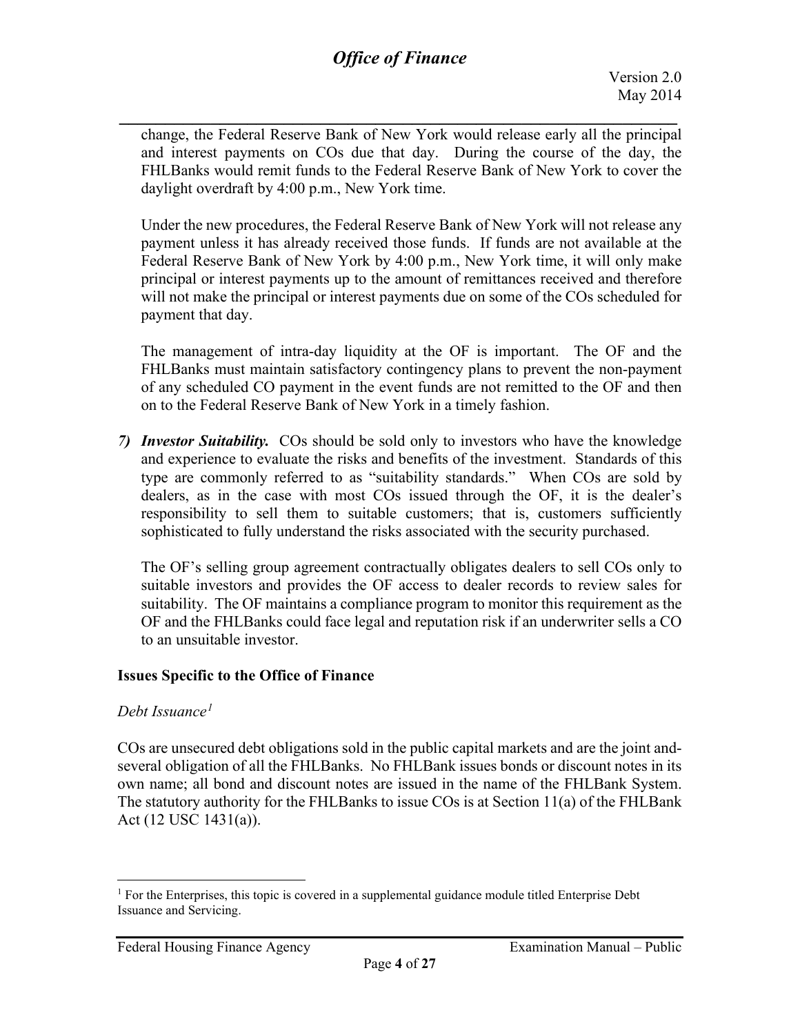change, the Federal Reserve Bank of New York would release early all the principal and interest payments on COs due that day. During the course of the day, the FHLBanks would remit funds to the Federal Reserve Bank of New York to cover the daylight overdraft by 4:00 p.m., New York time.

Under the new procedures, the Federal Reserve Bank of New York will not release any payment unless it has already received those funds. If funds are not available at the Federal Reserve Bank of New York by 4:00 p.m., New York time, it will only make principal or interest payments up to the amount of remittances received and therefore will not make the principal or interest payments due on some of the COs scheduled for payment that day.

The management of intra-day liquidity at the OF is important. The OF and the FHLBanks must maintain satisfactory contingency plans to prevent the non-payment of any scheduled CO payment in the event funds are not remitted to the OF and then on to the Federal Reserve Bank of New York in a timely fashion.

7) ***Investor Suitability.*** COs should be sold only to investors who have the knowledge and experience to evaluate the risks and benefits of the investment. Standards of this type are commonly referred to as "suitability standards." When COs are sold by dealers, as in the case with most COs issued through the OF, it is the dealer's responsibility to sell them to suitable customers; that is, customers sufficiently sophisticated to fully understand the risks associated with the security purchased.

   The OF's selling group agreement contractually obligates dealers to sell COs only to suitable investors and provides the OF access to dealer records to review sales for suitability. The OF maintains a compliance program to monitor this requirement as the OF and the FHLBanks could face legal and reputation risk if an underwriter sells a CO to an unsuitable investor.

### Issues Specific to the Office of Finance

*Debt Issuance*[1]

COs are unsecured debt obligations sold in the public capital markets and are the joint and-several obligation of all the FHLBanks. No FHLBank issues bonds or discount notes in its own name; all bond and discount notes are issued in the name of the FHLBank System. The statutory authority for the FHLBanks to issue COs is at Section 11(a) of the FHLBank Act (12 USC 1431(a)).

---

[1] For the Enterprises, this topic is covered in a supplemental guidance module titled Enterprise Debt Issuance and Servicing.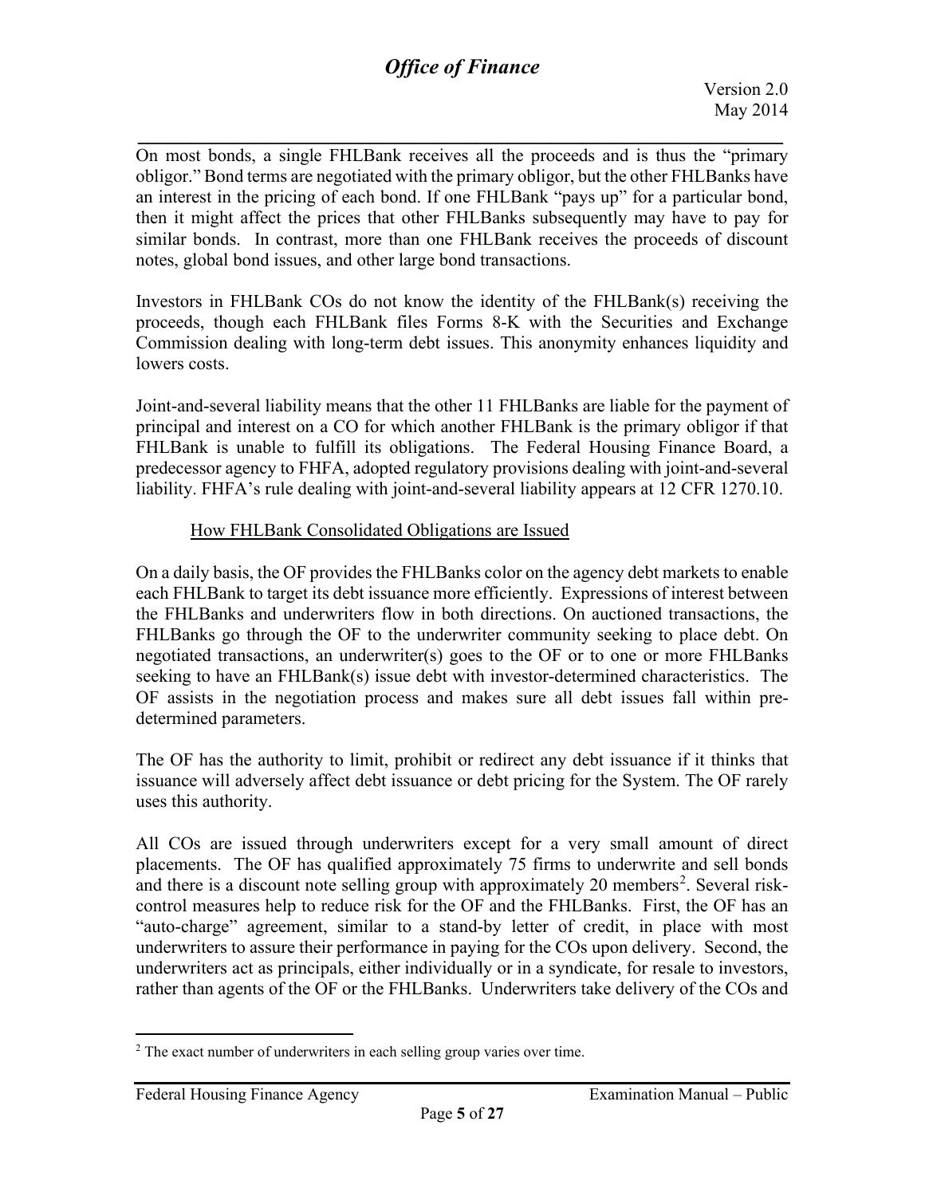On most bonds, a single FHLBank receives all the proceeds and is thus the "primary obligor." Bond terms are negotiated with the primary obligor, but the other FHLBanks have an interest in the pricing of each bond. If one FHLBank "pays up" for a particular bond, then it might affect the prices that other FHLBanks subsequently may have to pay for similar bonds. In contrast, more than one FHLBank receives the proceeds of discount notes, global bond issues, and other large bond transactions.

Investors in FHLBank COs do not know the identity of the FHLBank(s) receiving the proceeds, though each FHLBank files Forms 8-K with the Securities and Exchange Commission dealing with long-term debt issues. This anonymity enhances liquidity and lowers costs.

Joint-and-several liability means that the other 11 FHLBanks are liable for the payment of principal and interest on a CO for which another FHLBank is the primary obligor if that FHLBank is unable to fulfill its obligations. The Federal Housing Finance Board, a predecessor agency to FHFA, adopted regulatory provisions dealing with joint-and-several liability. FHFA's rule dealing with joint-and-several liability appears at 12 CFR 1270.10.

How FHLBank Consolidated Obligations are Issued

On a daily basis, the OF provides the FHLBanks color on the agency debt markets to enable each FHLBank to target its debt issuance more efficiently. Expressions of interest between the FHLBanks and underwriters flow in both directions. On auctioned transactions, the FHLBanks go through the OF to the underwriter community seeking to place debt. On negotiated transactions, an underwriter(s) goes to the OF or to one or more FHLBanks seeking to have an FHLBank(s) issue debt with investor-determined characteristics. The OF assists in the negotiation process and makes sure all debt issues fall within pre-determined parameters.

The OF has the authority to limit, prohibit or redirect any debt issuance if it thinks that issuance will adversely affect debt issuance or debt pricing for the System. The OF rarely uses this authority.

All COs are issued through underwriters except for a very small amount of direct placements. The OF has qualified approximately 75 firms to underwrite and sell bonds and there is a discount note selling group with approximately 20 members[2]. Several risk-control measures help to reduce risk for the OF and the FHLBanks. First, the OF has an "auto-charge" agreement, similar to a stand-by letter of credit, in place with most underwriters to assure their performance in paying for the COs upon delivery. Second, the underwriters act as principals, either individually or in a syndicate, for resale to investors, rather than agents of the OF or the FHLBanks. Underwriters take delivery of the COs and

[2] The exact number of underwriters in each selling group varies over time.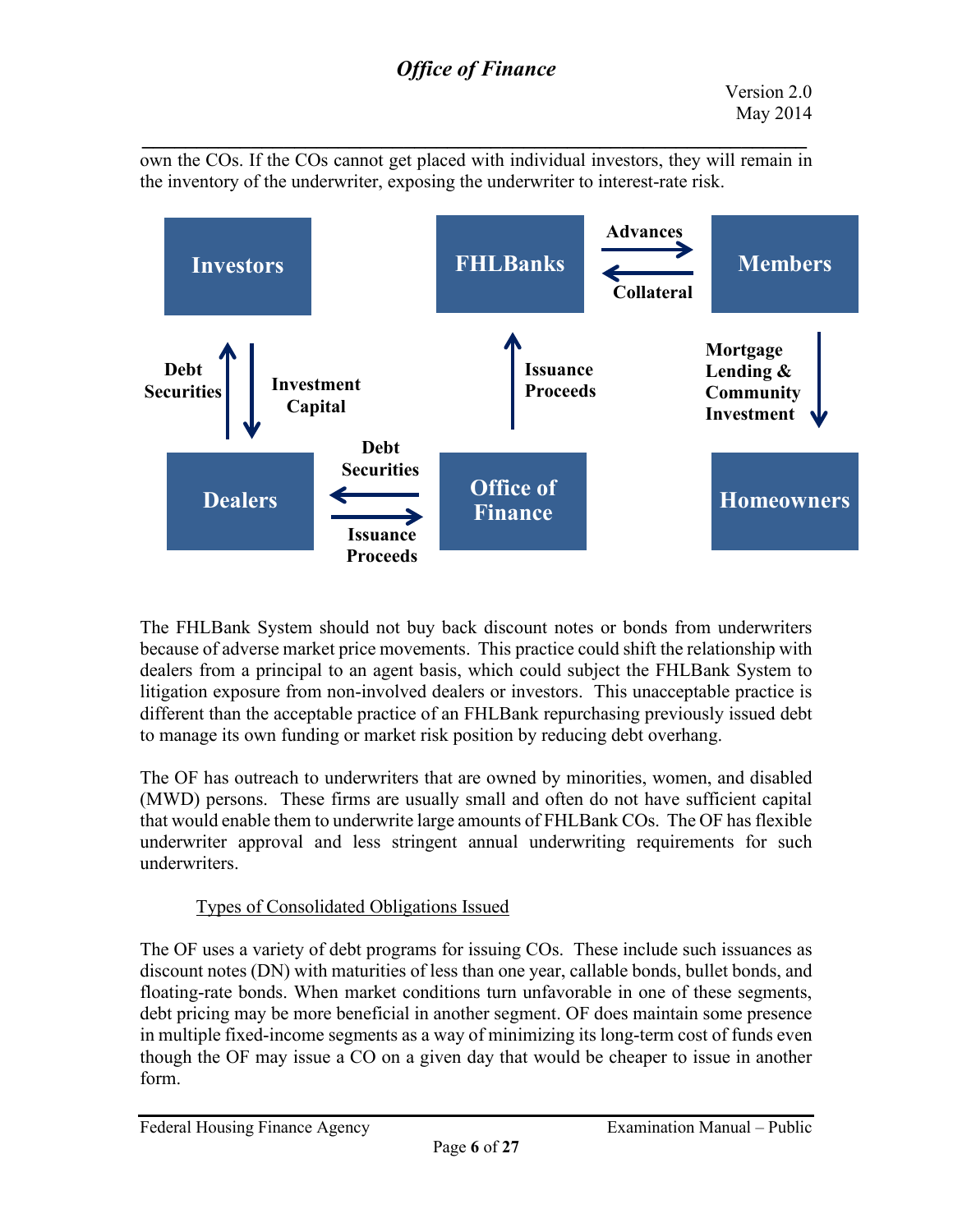own the COs. If the COs cannot get placed with individual investors, they will remain in the inventory of the underwriter, exposing the underwriter to interest-rate risk.

**Investors** — Debt Securities (from Dealers to Investors) / Investment Capital (from Investors to Dealers) — **Dealers**

**Office of Finance** — Debt Securities (to Dealers) / Issuance Proceeds (from Dealers) — **Dealers**

**Office of Finance** — Issuance Proceeds — **FHLBanks**

**FHLBanks** — Advances (to Members) / Collateral (from Members) — **Members**

**Members** — Mortgage Lending & Community Investment — **Homeowners**

The FHLBank System should not buy back discount notes or bonds from underwriters because of adverse market price movements. This practice could shift the relationship with dealers from a principal to an agent basis, which could subject the FHLBank System to litigation exposure from non-involved dealers or investors. This unacceptable practice is different than the acceptable practice of an FHLBank repurchasing previously issued debt to manage its own funding or market risk position by reducing debt overhang.

The OF has outreach to underwriters that are owned by minorities, women, and disabled (MWD) persons. These firms are usually small and often do not have sufficient capital that would enable them to underwrite large amounts of FHLBank COs. The OF has flexible underwriter approval and less stringent annual underwriting requirements for such underwriters.

Types of Consolidated Obligations Issued

The OF uses a variety of debt programs for issuing COs. These include such issuances as discount notes (DN) with maturities of less than one year, callable bonds, bullet bonds, and floating-rate bonds. When market conditions turn unfavorable in one of these segments, debt pricing may be more beneficial in another segment. OF does maintain some presence in multiple fixed-income segments as a way of minimizing its long-term cost of funds even though the OF may issue a CO on a given day that would be cheaper to issue in another form.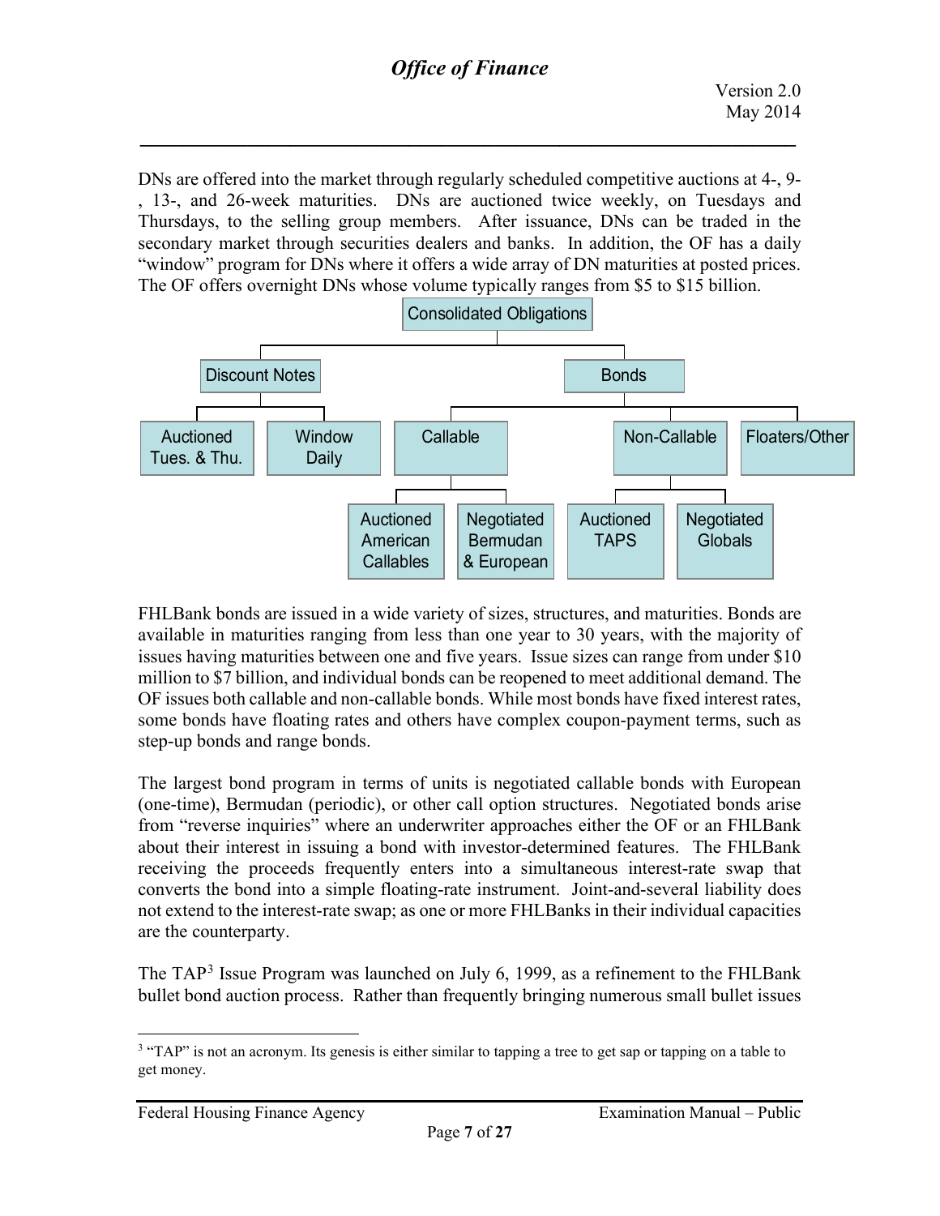DNs are offered into the market through regularly scheduled competitive auctions at 4-, 9-, 13-, and 26-week maturities. DNs are auctioned twice weekly, on Tuesdays and Thursdays, to the selling group members. After issuance, DNs can be traded in the secondary market through securities dealers and banks. In addition, the OF has a daily "window" program for DNs where it offers a wide array of DN maturities at posted prices. The OF offers overnight DNs whose volume typically ranges from $5 to $15 billion.

- Consolidated Obligations
  - Discount Notes
    - Auctioned Tues. & Thu.
    - Window Daily
  - Bonds
    - Callable
      - Auctioned American Callables
      - Negotiated Bermudan & European
    - Non-Callable
      - Auctioned TAPS
      - Negotiated Globals
    - Floaters/Other

FHLBank bonds are issued in a wide variety of sizes, structures, and maturities. Bonds are available in maturities ranging from less than one year to 30 years, with the majority of issues having maturities between one and five years. Issue sizes can range from under $10 million to $7 billion, and individual bonds can be reopened to meet additional demand. The OF issues both callable and non-callable bonds. While most bonds have fixed interest rates, some bonds have floating rates and others have complex coupon-payment terms, such as step-up bonds and range bonds.

The largest bond program in terms of units is negotiated callable bonds with European (one-time), Bermudan (periodic), or other call option structures. Negotiated bonds arise from "reverse inquiries" where an underwriter approaches either the OF or an FHLBank about their interest in issuing a bond with investor-determined features. The FHLBank receiving the proceeds frequently enters into a simultaneous interest-rate swap that converts the bond into a simple floating-rate instrument. Joint-and-several liability does not extend to the interest-rate swap; as one or more FHLBanks in their individual capacities are the counterparty.

The TAP[3] Issue Program was launched on July 6, 1999, as a refinement to the FHLBank bullet bond auction process. Rather than frequently bringing numerous small bullet issues

[3] "TAP" is not an acronym. Its genesis is either similar to tapping a tree to get sap or tapping on a table to get money.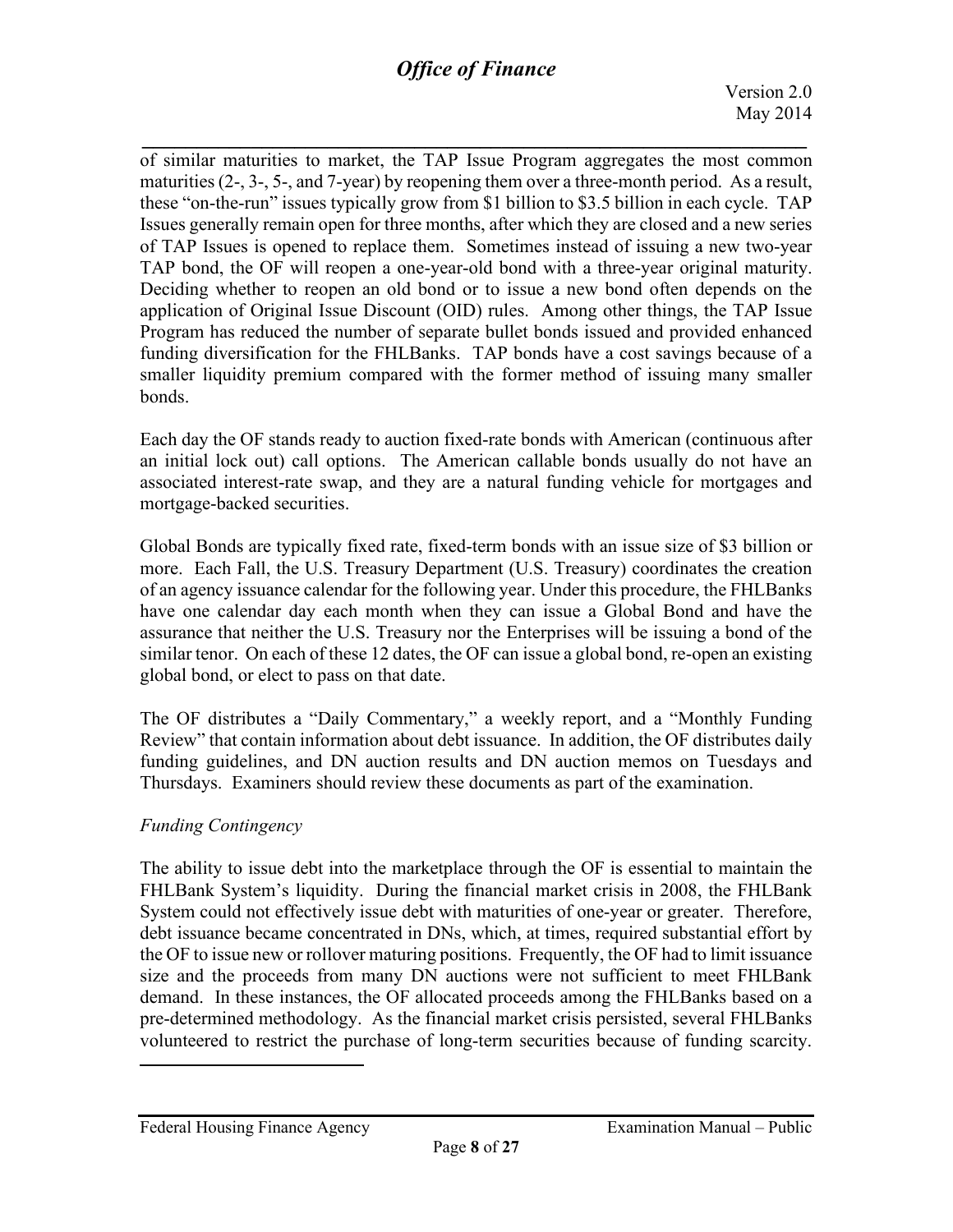of similar maturities to market, the TAP Issue Program aggregates the most common maturities (2-, 3-, 5-, and 7-year) by reopening them over a three-month period. As a result, these "on-the-run" issues typically grow from $1 billion to $3.5 billion in each cycle. TAP Issues generally remain open for three months, after which they are closed and a new series of TAP Issues is opened to replace them. Sometimes instead of issuing a new two-year TAP bond, the OF will reopen a one-year-old bond with a three-year original maturity. Deciding whether to reopen an old bond or to issue a new bond often depends on the application of Original Issue Discount (OID) rules. Among other things, the TAP Issue Program has reduced the number of separate bullet bonds issued and provided enhanced funding diversification for the FHLBanks. TAP bonds have a cost savings because of a smaller liquidity premium compared with the former method of issuing many smaller bonds.

Each day the OF stands ready to auction fixed-rate bonds with American (continuous after an initial lock out) call options. The American callable bonds usually do not have an associated interest-rate swap, and they are a natural funding vehicle for mortgages and mortgage-backed securities.

Global Bonds are typically fixed rate, fixed-term bonds with an issue size of $3 billion or more. Each Fall, the U.S. Treasury Department (U.S. Treasury) coordinates the creation of an agency issuance calendar for the following year. Under this procedure, the FHLBanks have one calendar day each month when they can issue a Global Bond and have the assurance that neither the U.S. Treasury nor the Enterprises will be issuing a bond of the similar tenor. On each of these 12 dates, the OF can issue a global bond, re-open an existing global bond, or elect to pass on that date.

The OF distributes a "Daily Commentary," a weekly report, and a "Monthly Funding Review" that contain information about debt issuance. In addition, the OF distributes daily funding guidelines, and DN auction results and DN auction memos on Tuesdays and Thursdays. Examiners should review these documents as part of the examination.

*Funding Contingency*

The ability to issue debt into the marketplace through the OF is essential to maintain the FHLBank System's liquidity. During the financial market crisis in 2008, the FHLBank System could not effectively issue debt with maturities of one-year or greater. Therefore, debt issuance became concentrated in DNs, which, at times, required substantial effort by the OF to issue new or rollover maturing positions. Frequently, the OF had to limit issuance size and the proceeds from many DN auctions were not sufficient to meet FHLBank demand. In these instances, the OF allocated proceeds among the FHLBanks based on a pre-determined methodology. As the financial market crisis persisted, several FHLBanks volunteered to restrict the purchase of long-term securities because of funding scarcity.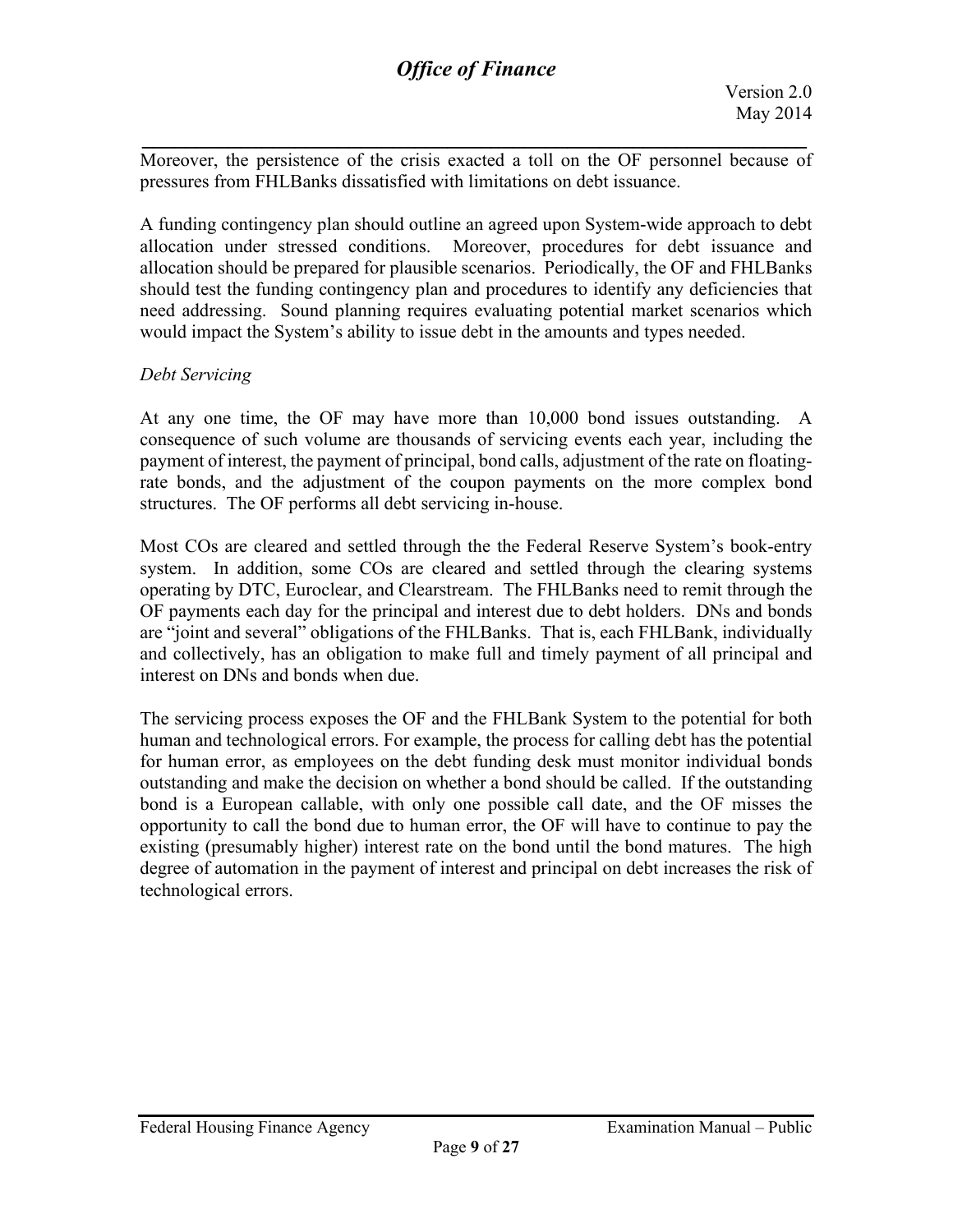Moreover, the persistence of the crisis exacted a toll on the OF personnel because of pressures from FHLBanks dissatisfied with limitations on debt issuance.

A funding contingency plan should outline an agreed upon System-wide approach to debt allocation under stressed conditions. Moreover, procedures for debt issuance and allocation should be prepared for plausible scenarios. Periodically, the OF and FHLBanks should test the funding contingency plan and procedures to identify any deficiencies that need addressing. Sound planning requires evaluating potential market scenarios which would impact the System's ability to issue debt in the amounts and types needed.

*Debt Servicing*

At any one time, the OF may have more than 10,000 bond issues outstanding. A consequence of such volume are thousands of servicing events each year, including the payment of interest, the payment of principal, bond calls, adjustment of the rate on floating-rate bonds, and the adjustment of the coupon payments on the more complex bond structures. The OF performs all debt servicing in-house.

Most COs are cleared and settled through the the Federal Reserve System's book-entry system. In addition, some COs are cleared and settled through the clearing systems operating by DTC, Euroclear, and Clearstream. The FHLBanks need to remit through the OF payments each day for the principal and interest due to debt holders. DNs and bonds are "joint and several" obligations of the FHLBanks. That is, each FHLBank, individually and collectively, has an obligation to make full and timely payment of all principal and interest on DNs and bonds when due.

The servicing process exposes the OF and the FHLBank System to the potential for both human and technological errors. For example, the process for calling debt has the potential for human error, as employees on the debt funding desk must monitor individual bonds outstanding and make the decision on whether a bond should be called. If the outstanding bond is a European callable, with only one possible call date, and the OF misses the opportunity to call the bond due to human error, the OF will have to continue to pay the existing (presumably higher) interest rate on the bond until the bond matures. The high degree of automation in the payment of interest and principal on debt increases the risk of technological errors.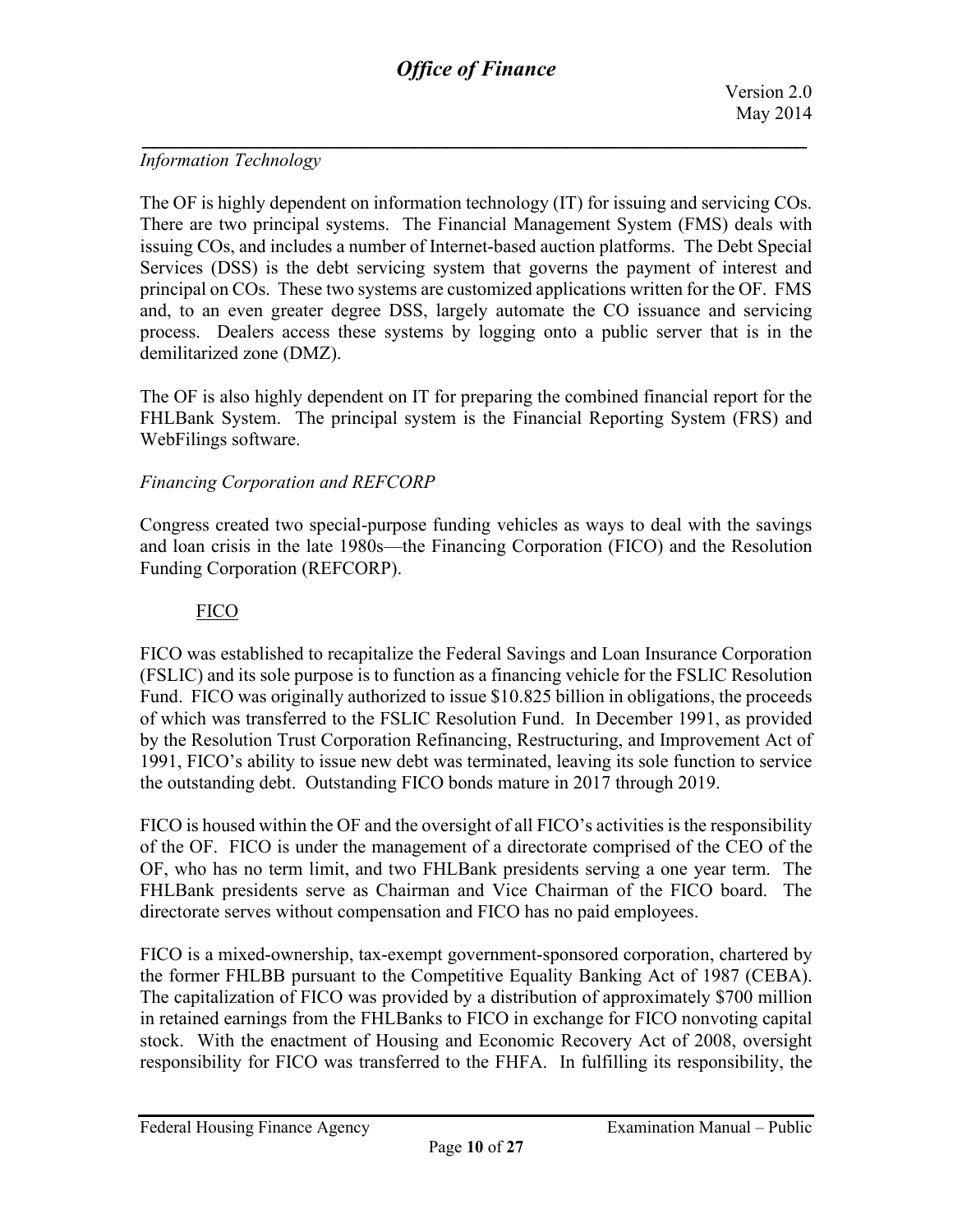*Information Technology*

The OF is highly dependent on information technology (IT) for issuing and servicing COs. There are two principal systems. The Financial Management System (FMS) deals with issuing COs, and includes a number of Internet-based auction platforms. The Debt Special Services (DSS) is the debt servicing system that governs the payment of interest and principal on COs. These two systems are customized applications written for the OF. FMS and, to an even greater degree DSS, largely automate the CO issuance and servicing process. Dealers access these systems by logging onto a public server that is in the demilitarized zone (DMZ).

The OF is also highly dependent on IT for preparing the combined financial report for the FHLBank System. The principal system is the Financial Reporting System (FRS) and WebFilings software.

*Financing Corporation and REFCORP*

Congress created two special-purpose funding vehicles as ways to deal with the savings and loan crisis in the late 1980s—the Financing Corporation (FICO) and the Resolution Funding Corporation (REFCORP).

<u>FICO</u>

FICO was established to recapitalize the Federal Savings and Loan Insurance Corporation (FSLIC) and its sole purpose is to function as a financing vehicle for the FSLIC Resolution Fund. FICO was originally authorized to issue $10.825 billion in obligations, the proceeds of which was transferred to the FSLIC Resolution Fund. In December 1991, as provided by the Resolution Trust Corporation Refinancing, Restructuring, and Improvement Act of 1991, FICO's ability to issue new debt was terminated, leaving its sole function to service the outstanding debt. Outstanding FICO bonds mature in 2017 through 2019.

FICO is housed within the OF and the oversight of all FICO's activities is the responsibility of the OF. FICO is under the management of a directorate comprised of the CEO of the OF, who has no term limit, and two FHLBank presidents serving a one year term. The FHLBank presidents serve as Chairman and Vice Chairman of the FICO board. The directorate serves without compensation and FICO has no paid employees.

FICO is a mixed-ownership, tax-exempt government-sponsored corporation, chartered by the former FHLBB pursuant to the Competitive Equality Banking Act of 1987 (CEBA). The capitalization of FICO was provided by a distribution of approximately $700 million in retained earnings from the FHLBanks to FICO in exchange for FICO nonvoting capital stock. With the enactment of Housing and Economic Recovery Act of 2008, oversight responsibility for FICO was transferred to the FHFA. In fulfilling its responsibility, the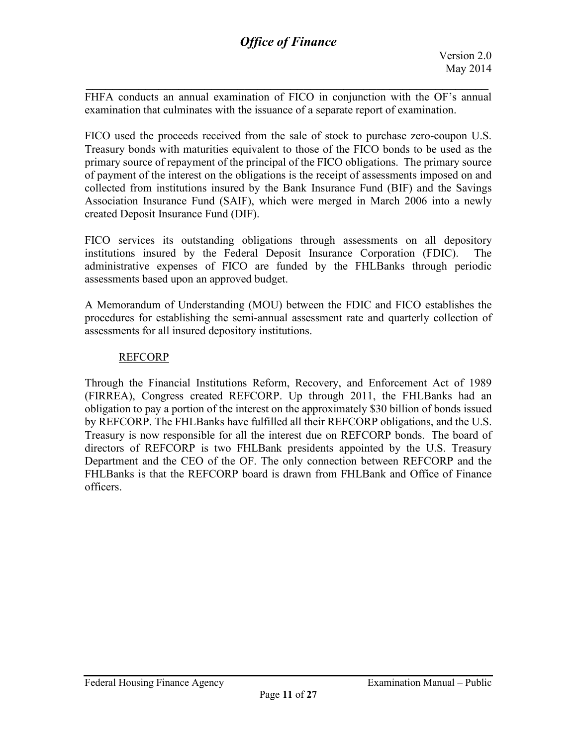FHFA conducts an annual examination of FICO in conjunction with the OF's annual examination that culminates with the issuance of a separate report of examination.

FICO used the proceeds received from the sale of stock to purchase zero-coupon U.S. Treasury bonds with maturities equivalent to those of the FICO bonds to be used as the primary source of repayment of the principal of the FICO obligations. The primary source of payment of the interest on the obligations is the receipt of assessments imposed on and collected from institutions insured by the Bank Insurance Fund (BIF) and the Savings Association Insurance Fund (SAIF), which were merged in March 2006 into a newly created Deposit Insurance Fund (DIF).

FICO services its outstanding obligations through assessments on all depository institutions insured by the Federal Deposit Insurance Corporation (FDIC). The administrative expenses of FICO are funded by the FHLBanks through periodic assessments based upon an approved budget.

A Memorandum of Understanding (MOU) between the FDIC and FICO establishes the procedures for establishing the semi-annual assessment rate and quarterly collection of assessments for all insured depository institutions.

REFCORP

Through the Financial Institutions Reform, Recovery, and Enforcement Act of 1989 (FIRREA), Congress created REFCORP. Up through 2011, the FHLBanks had an obligation to pay a portion of the interest on the approximately $30 billion of bonds issued by REFCORP. The FHLBanks have fulfilled all their REFCORP obligations, and the U.S. Treasury is now responsible for all the interest due on REFCORP bonds. The board of directors of REFCORP is two FHLBank presidents appointed by the U.S. Treasury Department and the CEO of the OF. The only connection between REFCORP and the FHLBanks is that the REFCORP board is drawn from FHLBank and Office of Finance officers.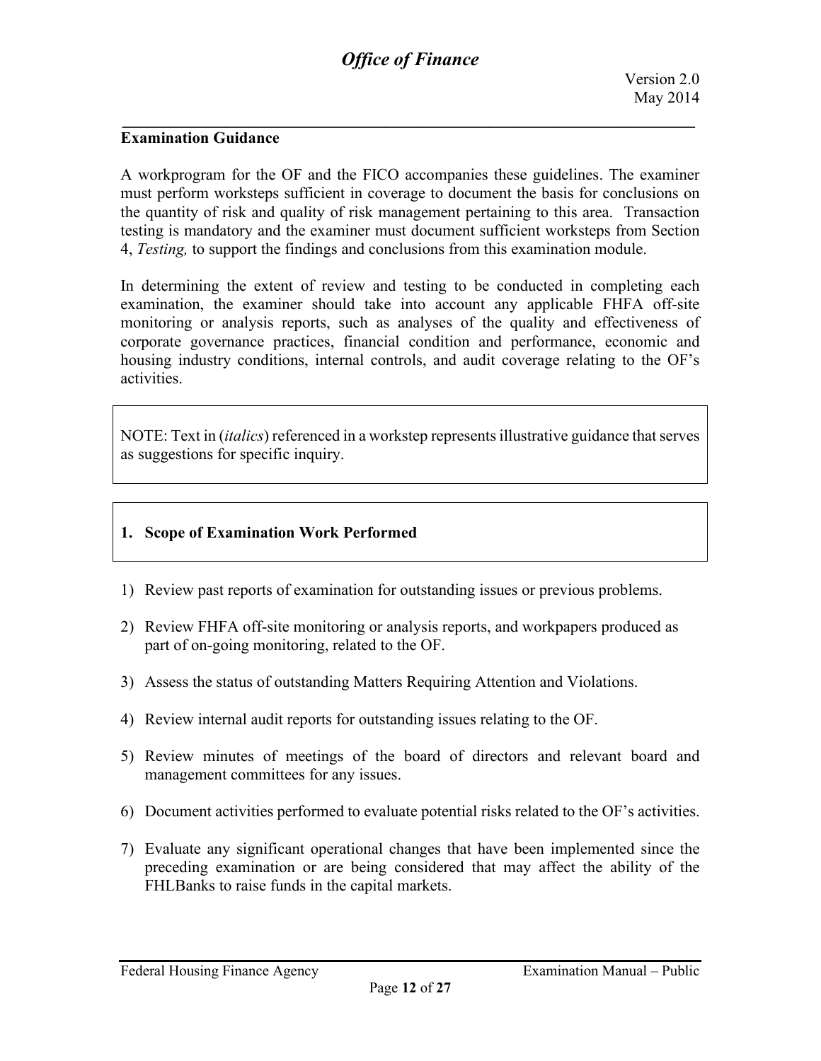**Examination Guidance**

A workprogram for the OF and the FICO accompanies these guidelines. The examiner must perform worksteps sufficient in coverage to document the basis for conclusions on the quantity of risk and quality of risk management pertaining to this area. Transaction testing is mandatory and the examiner must document sufficient worksteps from Section 4, *Testing,* to support the findings and conclusions from this examination module.

In determining the extent of review and testing to be conducted in completing each examination, the examiner should take into account any applicable FHFA off-site monitoring or analysis reports, such as analyses of the quality and effectiveness of corporate governance practices, financial condition and performance, economic and housing industry conditions, internal controls, and audit coverage relating to the OF's activities.

> NOTE: Text in (*italics*) referenced in a workstep represents illustrative guidance that serves as suggestions for specific inquiry.

## 1. Scope of Examination Work Performed

1) Review past reports of examination for outstanding issues or previous problems.

2) Review FHFA off-site monitoring or analysis reports, and workpapers produced as part of on-going monitoring, related to the OF.

3) Assess the status of outstanding Matters Requiring Attention and Violations.

4) Review internal audit reports for outstanding issues relating to the OF.

5) Review minutes of meetings of the board of directors and relevant board and management committees for any issues.

6) Document activities performed to evaluate potential risks related to the OF's activities.

7) Evaluate any significant operational changes that have been implemented since the preceding examination or are being considered that may affect the ability of the FHLBanks to raise funds in the capital markets.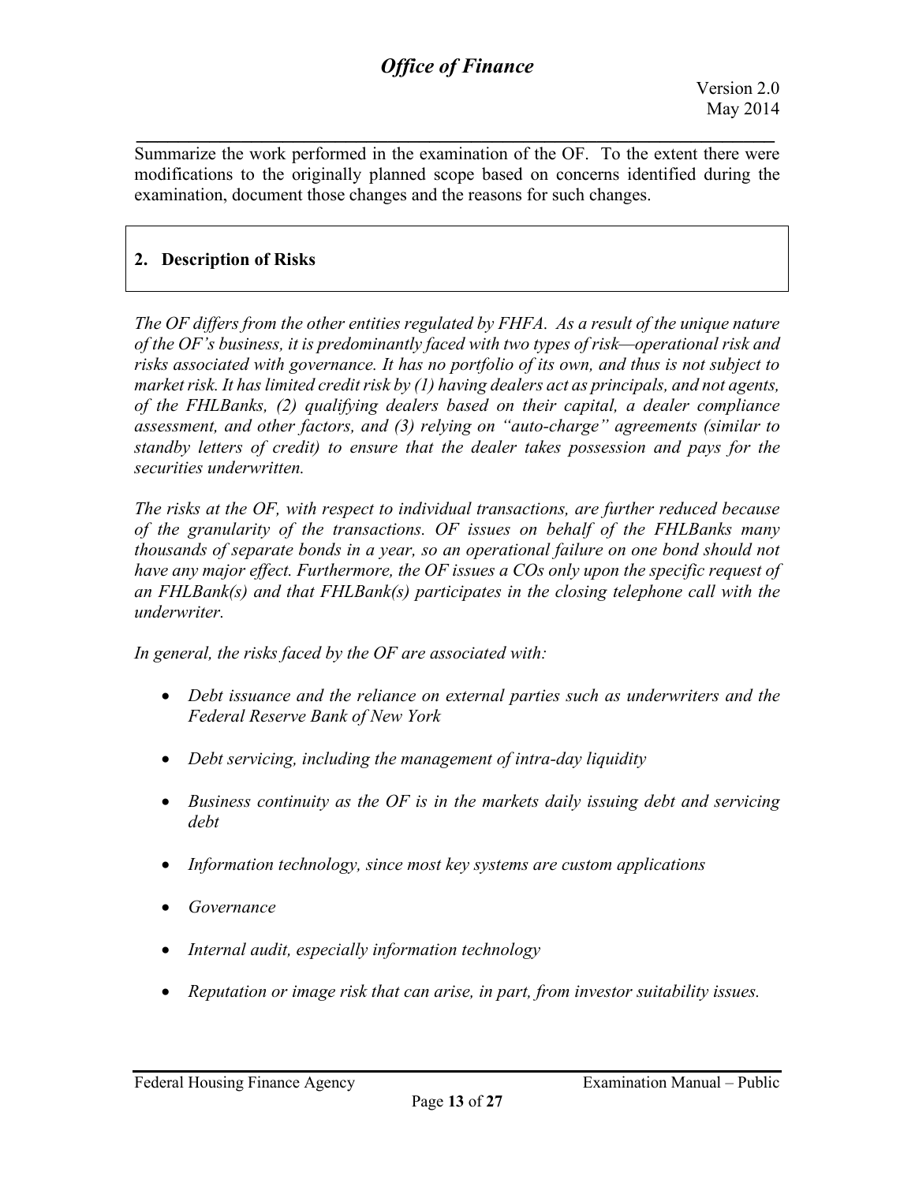Summarize the work performed in the examination of the OF. To the extent there were modifications to the originally planned scope based on concerns identified during the examination, document those changes and the reasons for such changes.

## 2. Description of Risks

*The OF differs from the other entities regulated by FHFA. As a result of the unique nature of the OF's business, it is predominantly faced with two types of risk—operational risk and risks associated with governance. It has no portfolio of its own, and thus is not subject to market risk. It has limited credit risk by (1) having dealers act as principals, and not agents, of the FHLBanks, (2) qualifying dealers based on their capital, a dealer compliance assessment, and other factors, and (3) relying on "auto-charge" agreements (similar to standby letters of credit) to ensure that the dealer takes possession and pays for the securities underwritten.*

*The risks at the OF, with respect to individual transactions, are further reduced because of the granularity of the transactions. OF issues on behalf of the FHLBanks many thousands of separate bonds in a year, so an operational failure on one bond should not have any major effect. Furthermore, the OF issues a COs only upon the specific request of an FHLBank(s) and that FHLBank(s) participates in the closing telephone call with the underwriter.*

*In general, the risks faced by the OF are associated with:*

- *Debt issuance and the reliance on external parties such as underwriters and the Federal Reserve Bank of New York*
- *Debt servicing, including the management of intra-day liquidity*
- *Business continuity as the OF is in the markets daily issuing debt and servicing debt*
- *Information technology, since most key systems are custom applications*
- *Governance*
- *Internal audit, especially information technology*
- *Reputation or image risk that can arise, in part, from investor suitability issues.*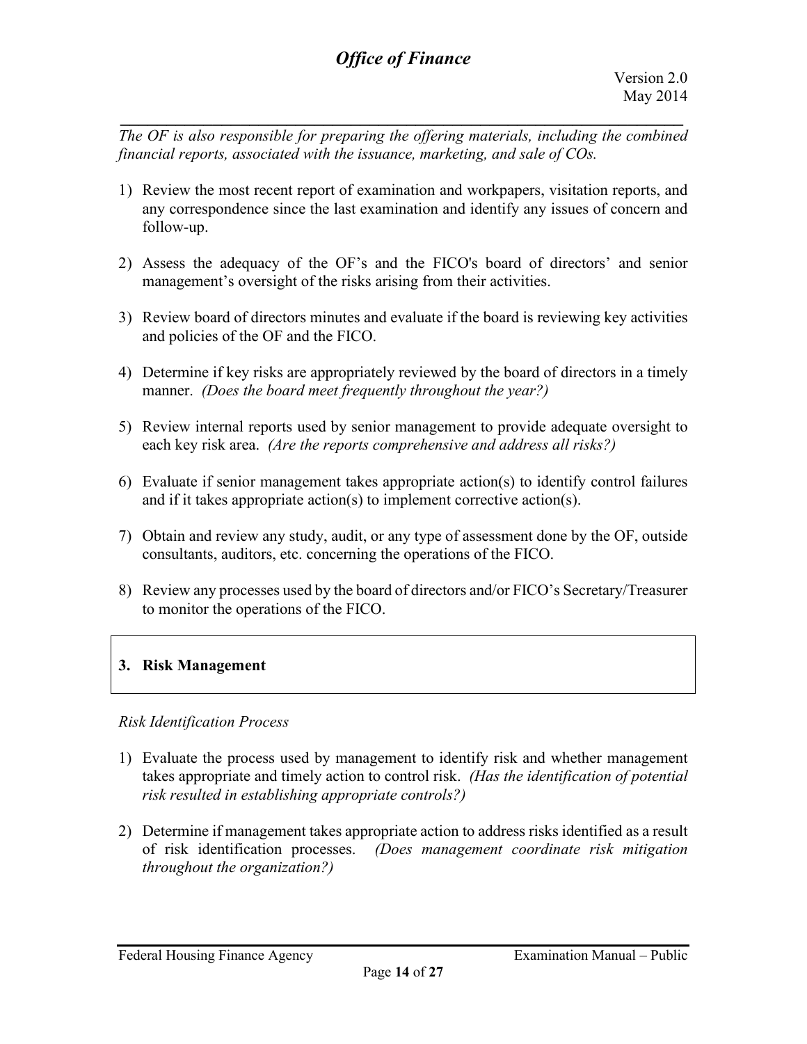*The OF is also responsible for preparing the offering materials, including the combined financial reports, associated with the issuance, marketing, and sale of COs.*

1) Review the most recent report of examination and workpapers, visitation reports, and any correspondence since the last examination and identify any issues of concern and follow-up.

2) Assess the adequacy of the OF's and the FICO's board of directors' and senior management's oversight of the risks arising from their activities.

3) Review board of directors minutes and evaluate if the board is reviewing key activities and policies of the OF and the FICO.

4) Determine if key risks are appropriately reviewed by the board of directors in a timely manner. *(Does the board meet frequently throughout the year?)*

5) Review internal reports used by senior management to provide adequate oversight to each key risk area. *(Are the reports comprehensive and address all risks?)*

6) Evaluate if senior management takes appropriate action(s) to identify control failures and if it takes appropriate action(s) to implement corrective action(s).

7) Obtain and review any study, audit, or any type of assessment done by the OF, outside consultants, auditors, etc. concerning the operations of the FICO.

8) Review any processes used by the board of directors and/or FICO's Secretary/Treasurer to monitor the operations of the FICO.

## 3. Risk Management

*Risk Identification Process*

1) Evaluate the process used by management to identify risk and whether management takes appropriate and timely action to control risk. *(Has the identification of potential risk resulted in establishing appropriate controls?)*

2) Determine if management takes appropriate action to address risks identified as a result of risk identification processes. *(Does management coordinate risk mitigation throughout the organization?)*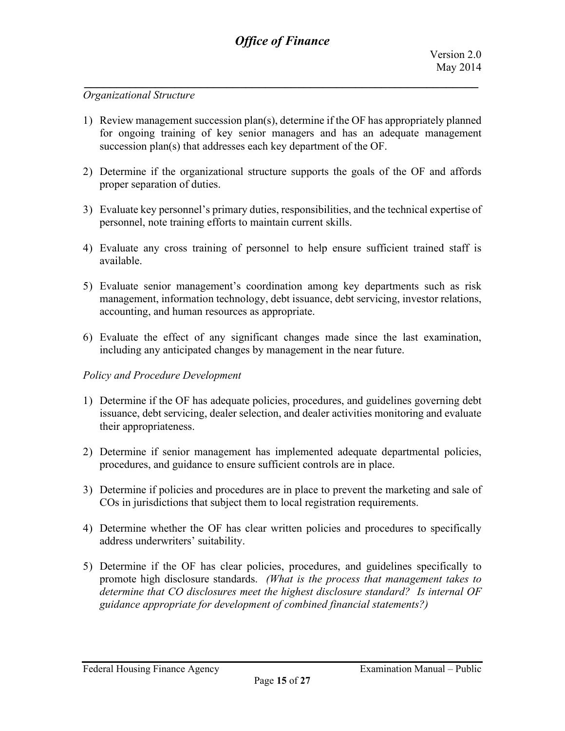*Organizational Structure*

1) Review management succession plan(s), determine if the OF has appropriately planned for ongoing training of key senior managers and has an adequate management succession plan(s) that addresses each key department of the OF.

2) Determine if the organizational structure supports the goals of the OF and affords proper separation of duties.

3) Evaluate key personnel's primary duties, responsibilities, and the technical expertise of personnel, note training efforts to maintain current skills.

4) Evaluate any cross training of personnel to help ensure sufficient trained staff is available.

5) Evaluate senior management's coordination among key departments such as risk management, information technology, debt issuance, debt servicing, investor relations, accounting, and human resources as appropriate.

6) Evaluate the effect of any significant changes made since the last examination, including any anticipated changes by management in the near future.

*Policy and Procedure Development*

1) Determine if the OF has adequate policies, procedures, and guidelines governing debt issuance, debt servicing, dealer selection, and dealer activities monitoring and evaluate their appropriateness.

2) Determine if senior management has implemented adequate departmental policies, procedures, and guidance to ensure sufficient controls are in place.

3) Determine if policies and procedures are in place to prevent the marketing and sale of COs in jurisdictions that subject them to local registration requirements.

4) Determine whether the OF has clear written policies and procedures to specifically address underwriters' suitability.

5) Determine if the OF has clear policies, procedures, and guidelines specifically to promote high disclosure standards. *(What is the process that management takes to determine that CO disclosures meet the highest disclosure standard? Is internal OF guidance appropriate for development of combined financial statements?)*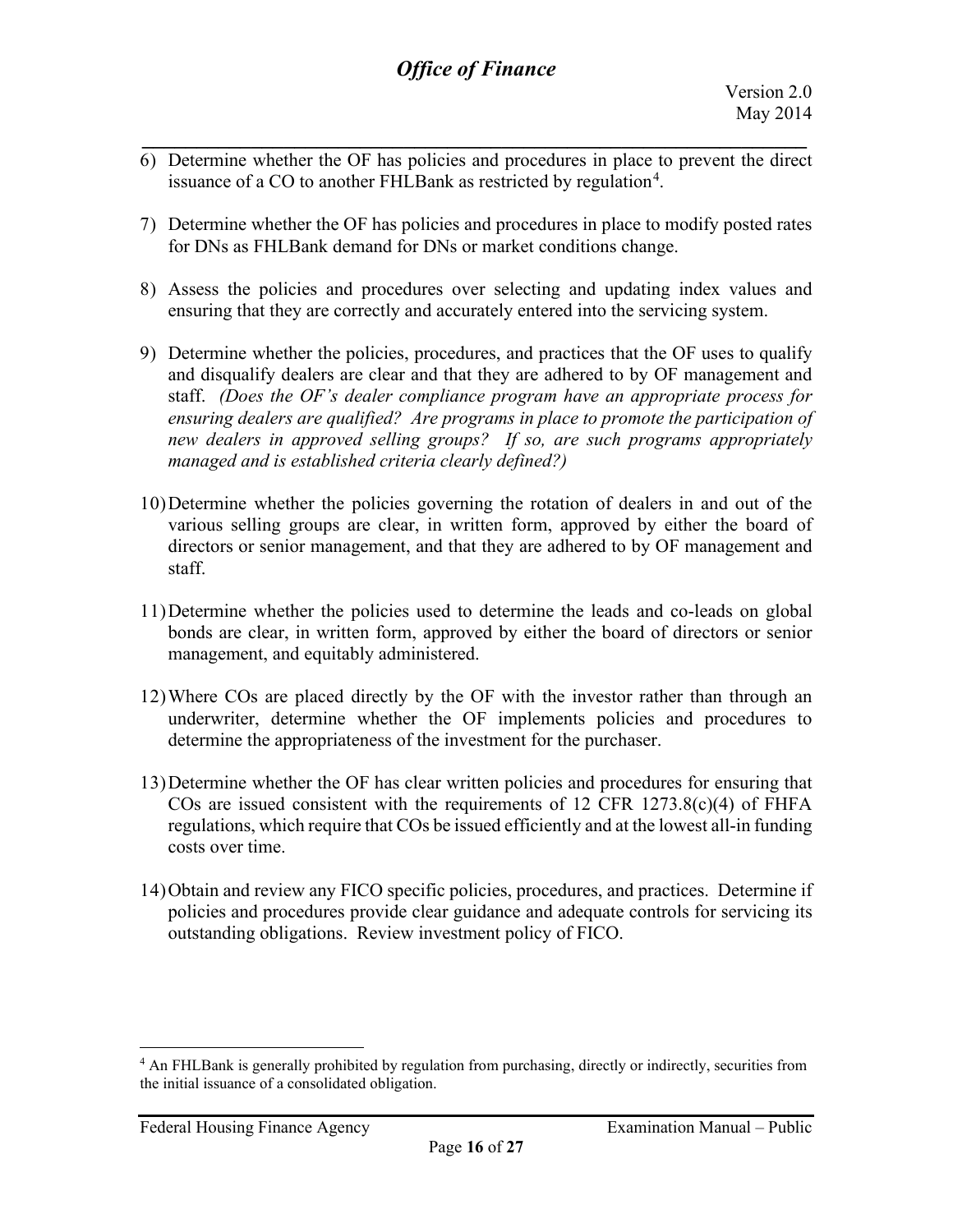6) Determine whether the OF has policies and procedures in place to prevent the direct issuance of a CO to another FHLBank as restricted by regulation[4].

7) Determine whether the OF has policies and procedures in place to modify posted rates for DNs as FHLBank demand for DNs or market conditions change.

8) Assess the policies and procedures over selecting and updating index values and ensuring that they are correctly and accurately entered into the servicing system.

9) Determine whether the policies, procedures, and practices that the OF uses to qualify and disqualify dealers are clear and that they are adhered to by OF management and staff. *(Does the OF's dealer compliance program have an appropriate process for ensuring dealers are qualified? Are programs in place to promote the participation of new dealers in approved selling groups? If so, are such programs appropriately managed and is established criteria clearly defined?)*

10) Determine whether the policies governing the rotation of dealers in and out of the various selling groups are clear, in written form, approved by either the board of directors or senior management, and that they are adhered to by OF management and staff.

11) Determine whether the policies used to determine the leads and co-leads on global bonds are clear, in written form, approved by either the board of directors or senior management, and equitably administered.

12) Where COs are placed directly by the OF with the investor rather than through an underwriter, determine whether the OF implements policies and procedures to determine the appropriateness of the investment for the purchaser.

13) Determine whether the OF has clear written policies and procedures for ensuring that COs are issued consistent with the requirements of 12 CFR 1273.8(c)(4) of FHFA regulations, which require that COs be issued efficiently and at the lowest all-in funding costs over time.

14) Obtain and review any FICO specific policies, procedures, and practices. Determine if policies and procedures provide clear guidance and adequate controls for servicing its outstanding obligations. Review investment policy of FICO.

---

[4] An FHLBank is generally prohibited by regulation from purchasing, directly or indirectly, securities from the initial issuance of a consolidated obligation.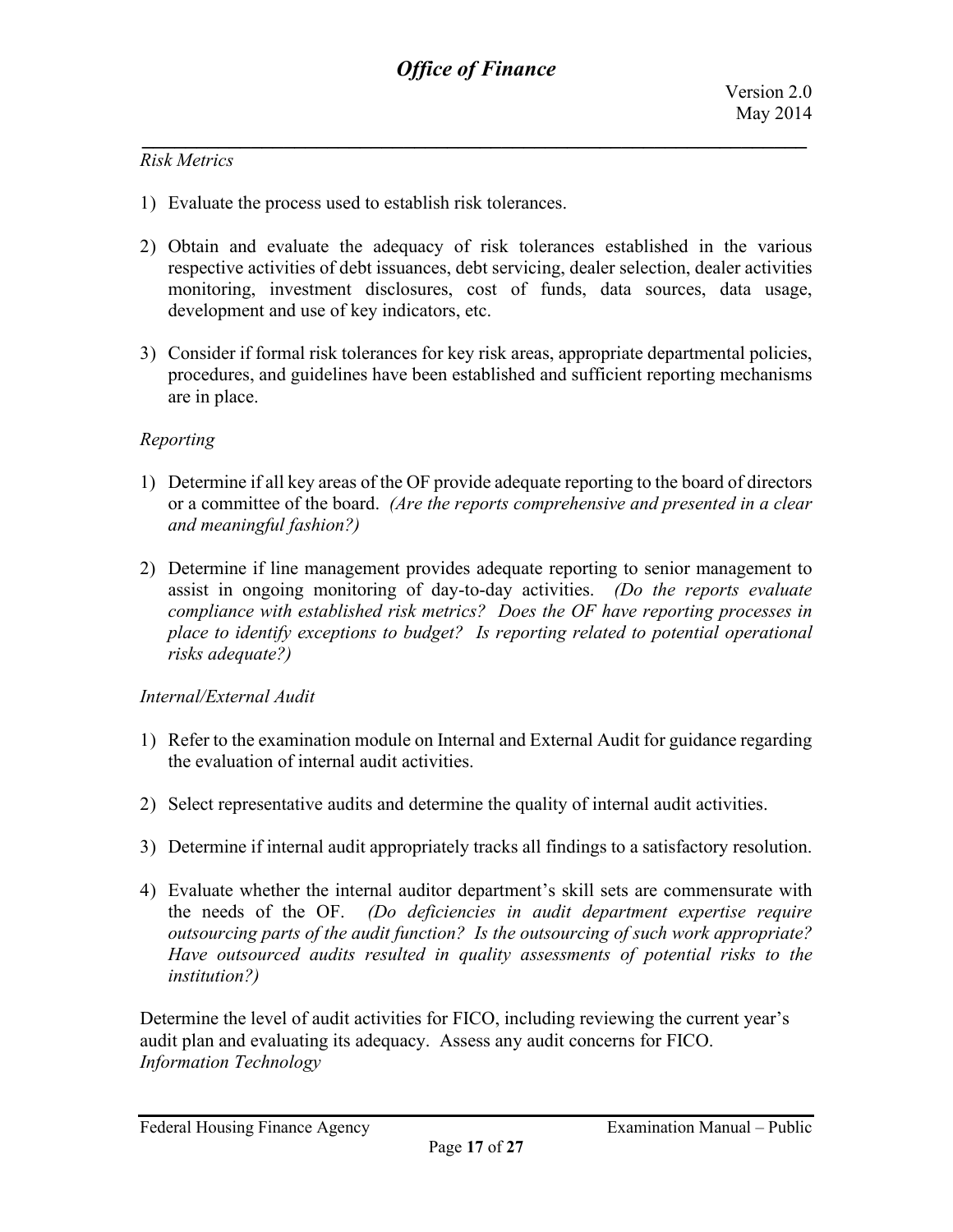*Risk Metrics*

1) Evaluate the process used to establish risk tolerances.

2) Obtain and evaluate the adequacy of risk tolerances established in the various respective activities of debt issuances, debt servicing, dealer selection, dealer activities monitoring, investment disclosures, cost of funds, data sources, data usage, development and use of key indicators, etc.

3) Consider if formal risk tolerances for key risk areas, appropriate departmental policies, procedures, and guidelines have been established and sufficient reporting mechanisms are in place.

*Reporting*

1) Determine if all key areas of the OF provide adequate reporting to the board of directors or a committee of the board. *(Are the reports comprehensive and presented in a clear and meaningful fashion?)*

2) Determine if line management provides adequate reporting to senior management to assist in ongoing monitoring of day-to-day activities. *(Do the reports evaluate compliance with established risk metrics? Does the OF have reporting processes in place to identify exceptions to budget? Is reporting related to potential operational risks adequate?)*

*Internal/External Audit*

1) Refer to the examination module on Internal and External Audit for guidance regarding the evaluation of internal audit activities.

2) Select representative audits and determine the quality of internal audit activities.

3) Determine if internal audit appropriately tracks all findings to a satisfactory resolution.

4) Evaluate whether the internal auditor department's skill sets are commensurate with the needs of the OF. *(Do deficiencies in audit department expertise require outsourcing parts of the audit function? Is the outsourcing of such work appropriate? Have outsourced audits resulted in quality assessments of potential risks to the institution?)*

Determine the level of audit activities for FICO, including reviewing the current year's audit plan and evaluating its adequacy. Assess any audit concerns for FICO.

*Information Technology*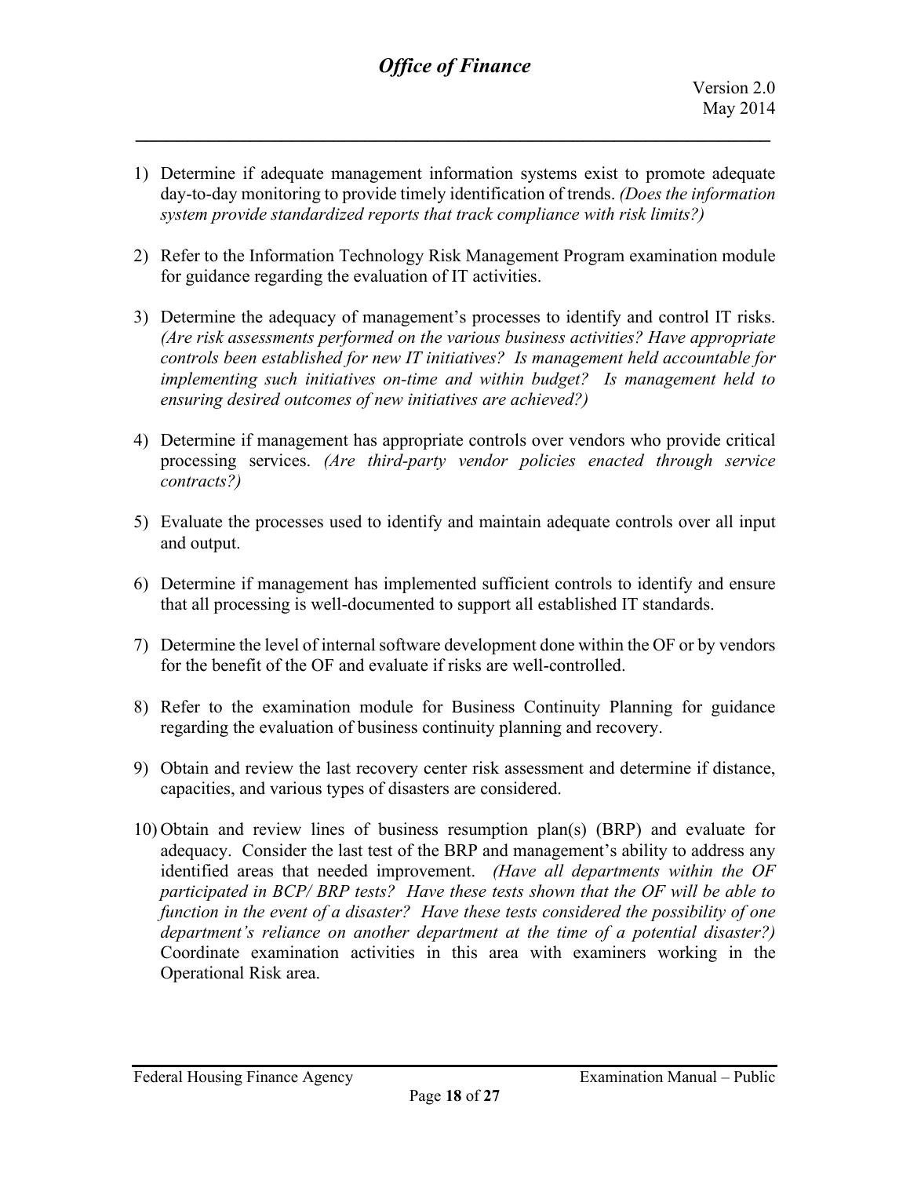1) Determine if adequate management information systems exist to promote adequate day-to-day monitoring to provide timely identification of trends. *(Does the information system provide standardized reports that track compliance with risk limits?)*

2) Refer to the Information Technology Risk Management Program examination module for guidance regarding the evaluation of IT activities.

3) Determine the adequacy of management's processes to identify and control IT risks. *(Are risk assessments performed on the various business activities? Have appropriate controls been established for new IT initiatives? Is management held accountable for implementing such initiatives on-time and within budget? Is management held to ensuring desired outcomes of new initiatives are achieved?)*

4) Determine if management has appropriate controls over vendors who provide critical processing services. *(Are third-party vendor policies enacted through service contracts?)*

5) Evaluate the processes used to identify and maintain adequate controls over all input and output.

6) Determine if management has implemented sufficient controls to identify and ensure that all processing is well-documented to support all established IT standards.

7) Determine the level of internal software development done within the OF or by vendors for the benefit of the OF and evaluate if risks are well-controlled.

8) Refer to the examination module for Business Continuity Planning for guidance regarding the evaluation of business continuity planning and recovery.

9) Obtain and review the last recovery center risk assessment and determine if distance, capacities, and various types of disasters are considered.

10) Obtain and review lines of business resumption plan(s) (BRP) and evaluate for adequacy. Consider the last test of the BRP and management's ability to address any identified areas that needed improvement. *(Have all departments within the OF participated in BCP/ BRP tests? Have these tests shown that the OF will be able to function in the event of a disaster? Have these tests considered the possibility of one department's reliance on another department at the time of a potential disaster?)* Coordinate examination activities in this area with examiners working in the Operational Risk area.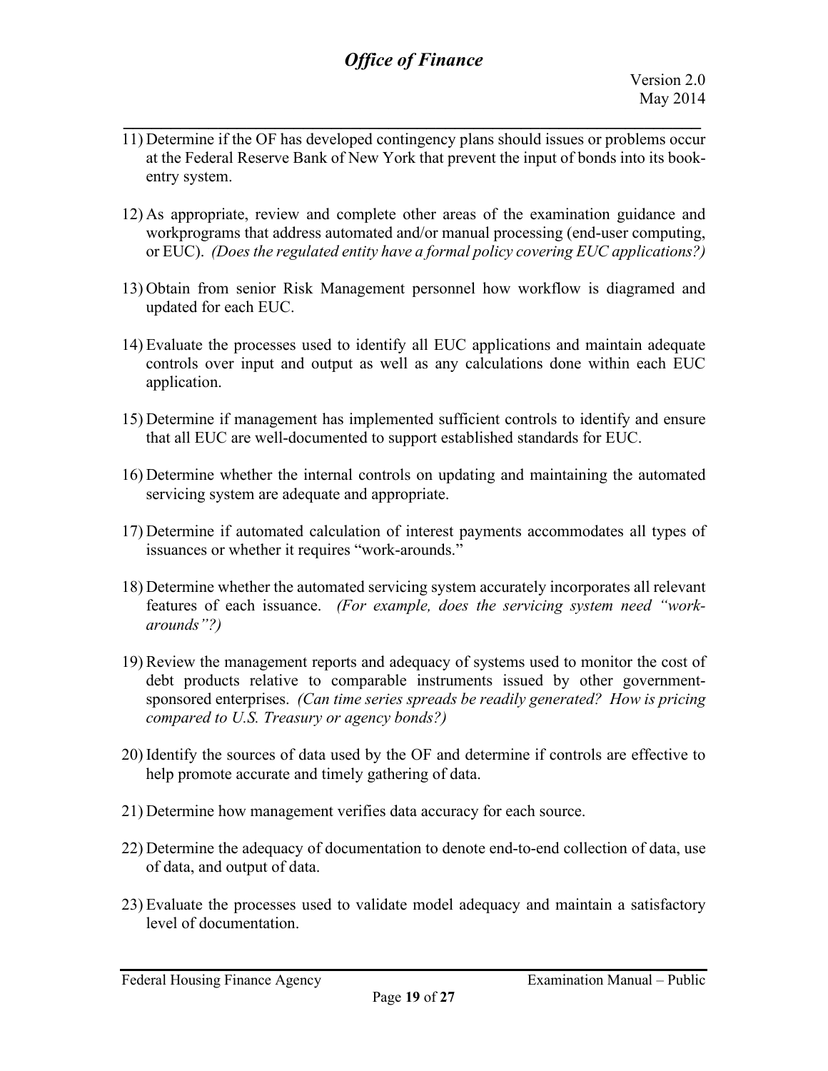11) Determine if the OF has developed contingency plans should issues or problems occur at the Federal Reserve Bank of New York that prevent the input of bonds into its book-entry system.

12) As appropriate, review and complete other areas of the examination guidance and workprograms that address automated and/or manual processing (end-user computing, or EUC). *(Does the regulated entity have a formal policy covering EUC applications?)*

13) Obtain from senior Risk Management personnel how workflow is diagramed and updated for each EUC.

14) Evaluate the processes used to identify all EUC applications and maintain adequate controls over input and output as well as any calculations done within each EUC application.

15) Determine if management has implemented sufficient controls to identify and ensure that all EUC are well-documented to support established standards for EUC.

16) Determine whether the internal controls on updating and maintaining the automated servicing system are adequate and appropriate.

17) Determine if automated calculation of interest payments accommodates all types of issuances or whether it requires "work-arounds."

18) Determine whether the automated servicing system accurately incorporates all relevant features of each issuance. *(For example, does the servicing system need "work-arounds"?)*

19) Review the management reports and adequacy of systems used to monitor the cost of debt products relative to comparable instruments issued by other government-sponsored enterprises. *(Can time series spreads be readily generated? How is pricing compared to U.S. Treasury or agency bonds?)*

20) Identify the sources of data used by the OF and determine if controls are effective to help promote accurate and timely gathering of data.

21) Determine how management verifies data accuracy for each source.

22) Determine the adequacy of documentation to denote end-to-end collection of data, use of data, and output of data.

23) Evaluate the processes used to validate model adequacy and maintain a satisfactory level of documentation.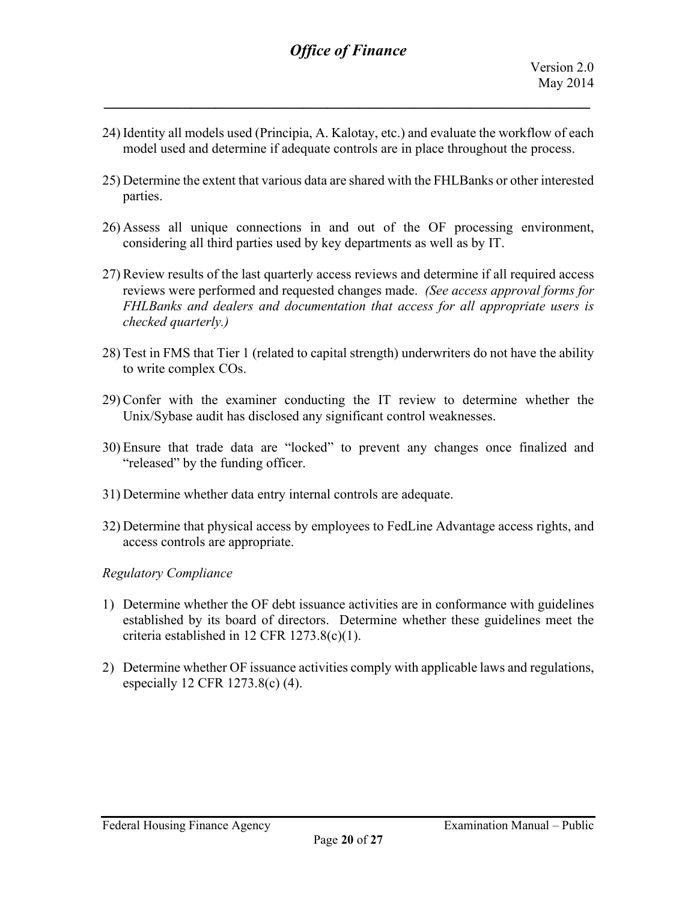24) Identity all models used (Principia, A. Kalotay, etc.) and evaluate the workflow of each model used and determine if adequate controls are in place throughout the process.

25) Determine the extent that various data are shared with the FHLBanks or other interested parties.

26) Assess all unique connections in and out of the OF processing environment, considering all third parties used by key departments as well as by IT.

27) Review results of the last quarterly access reviews and determine if all required access reviews were performed and requested changes made. *(See access approval forms for FHLBanks and dealers and documentation that access for all appropriate users is checked quarterly.)*

28) Test in FMS that Tier 1 (related to capital strength) underwriters do not have the ability to write complex COs.

29) Confer with the examiner conducting the IT review to determine whether the Unix/Sybase audit has disclosed any significant control weaknesses.

30) Ensure that trade data are "locked" to prevent any changes once finalized and "released" by the funding officer.

31) Determine whether data entry internal controls are adequate.

32) Determine that physical access by employees to FedLine Advantage access rights, and access controls are appropriate.

*Regulatory Compliance*

1) Determine whether the OF debt issuance activities are in conformance with guidelines established by its board of directors. Determine whether these guidelines meet the criteria established in 12 CFR 1273.8(c)(1).

2) Determine whether OF issuance activities comply with applicable laws and regulations, especially 12 CFR 1273.8(c) (4).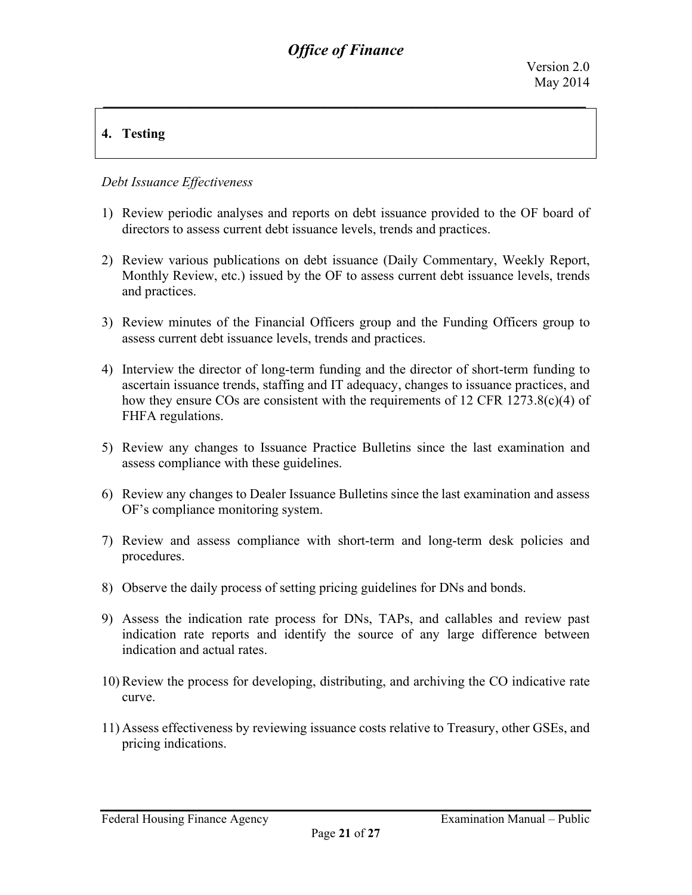## 4. Testing

*Debt Issuance Effectiveness*

1) Review periodic analyses and reports on debt issuance provided to the OF board of directors to assess current debt issuance levels, trends and practices.

2) Review various publications on debt issuance (Daily Commentary, Weekly Report, Monthly Review, etc.) issued by the OF to assess current debt issuance levels, trends and practices.

3) Review minutes of the Financial Officers group and the Funding Officers group to assess current debt issuance levels, trends and practices.

4) Interview the director of long-term funding and the director of short-term funding to ascertain issuance trends, staffing and IT adequacy, changes to issuance practices, and how they ensure COs are consistent with the requirements of 12 CFR 1273.8(c)(4) of FHFA regulations.

5) Review any changes to Issuance Practice Bulletins since the last examination and assess compliance with these guidelines.

6) Review any changes to Dealer Issuance Bulletins since the last examination and assess OF's compliance monitoring system.

7) Review and assess compliance with short-term and long-term desk policies and procedures.

8) Observe the daily process of setting pricing guidelines for DNs and bonds.

9) Assess the indication rate process for DNs, TAPs, and callables and review past indication rate reports and identify the source of any large difference between indication and actual rates.

10) Review the process for developing, distributing, and archiving the CO indicative rate curve.

11) Assess effectiveness by reviewing issuance costs relative to Treasury, other GSEs, and pricing indications.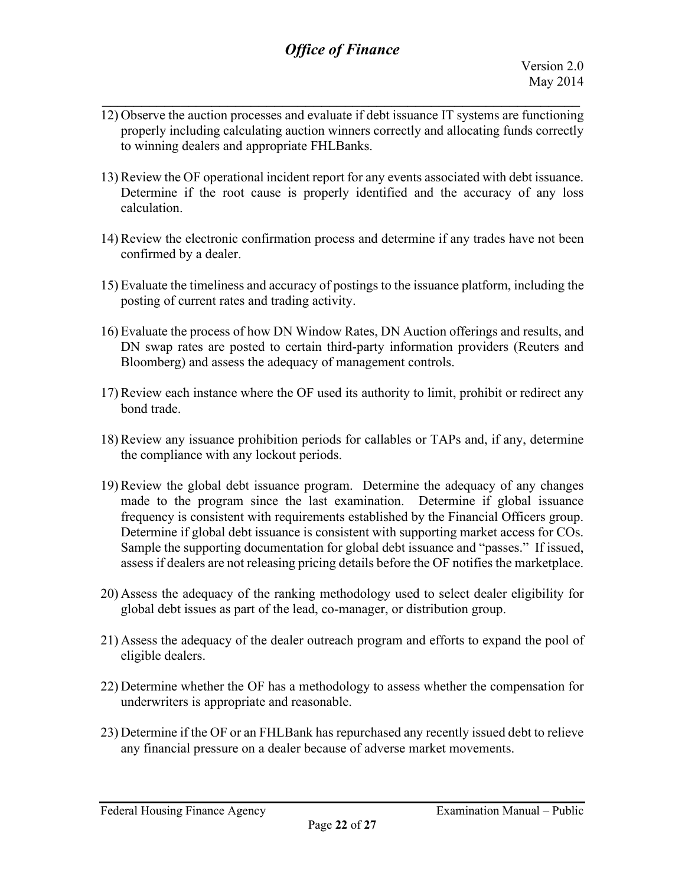12) Observe the auction processes and evaluate if debt issuance IT systems are functioning properly including calculating auction winners correctly and allocating funds correctly to winning dealers and appropriate FHLBanks.

13) Review the OF operational incident report for any events associated with debt issuance. Determine if the root cause is properly identified and the accuracy of any loss calculation.

14) Review the electronic confirmation process and determine if any trades have not been confirmed by a dealer.

15) Evaluate the timeliness and accuracy of postings to the issuance platform, including the posting of current rates and trading activity.

16) Evaluate the process of how DN Window Rates, DN Auction offerings and results, and DN swap rates are posted to certain third-party information providers (Reuters and Bloomberg) and assess the adequacy of management controls.

17) Review each instance where the OF used its authority to limit, prohibit or redirect any bond trade.

18) Review any issuance prohibition periods for callables or TAPs and, if any, determine the compliance with any lockout periods.

19) Review the global debt issuance program. Determine the adequacy of any changes made to the program since the last examination. Determine if global issuance frequency is consistent with requirements established by the Financial Officers group. Determine if global debt issuance is consistent with supporting market access for COs. Sample the supporting documentation for global debt issuance and "passes." If issued, assess if dealers are not releasing pricing details before the OF notifies the marketplace.

20) Assess the adequacy of the ranking methodology used to select dealer eligibility for global debt issues as part of the lead, co-manager, or distribution group.

21) Assess the adequacy of the dealer outreach program and efforts to expand the pool of eligible dealers.

22) Determine whether the OF has a methodology to assess whether the compensation for underwriters is appropriate and reasonable.

23) Determine if the OF or an FHLBank has repurchased any recently issued debt to relieve any financial pressure on a dealer because of adverse market movements.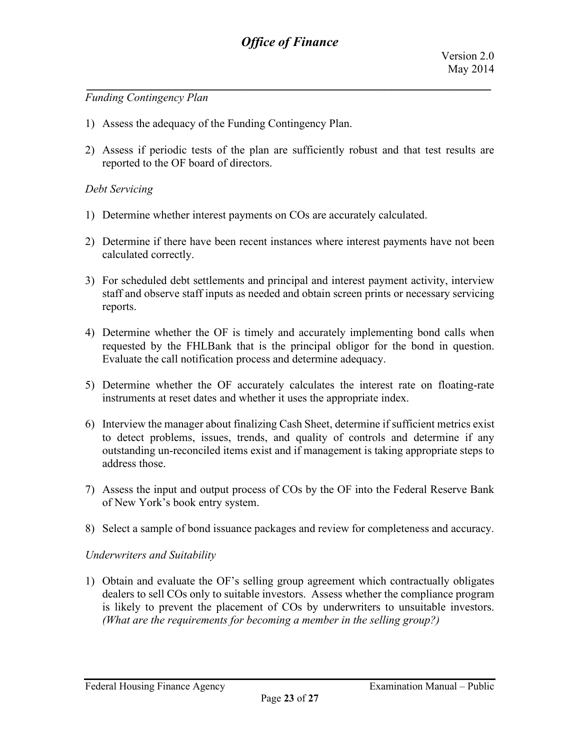*Funding Contingency Plan*

1) Assess the adequacy of the Funding Contingency Plan.

2) Assess if periodic tests of the plan are sufficiently robust and that test results are reported to the OF board of directors.

*Debt Servicing*

1) Determine whether interest payments on COs are accurately calculated.

2) Determine if there have been recent instances where interest payments have not been calculated correctly.

3) For scheduled debt settlements and principal and interest payment activity, interview staff and observe staff inputs as needed and obtain screen prints or necessary servicing reports.

4) Determine whether the OF is timely and accurately implementing bond calls when requested by the FHLBank that is the principal obligor for the bond in question. Evaluate the call notification process and determine adequacy.

5) Determine whether the OF accurately calculates the interest rate on floating-rate instruments at reset dates and whether it uses the appropriate index.

6) Interview the manager about finalizing Cash Sheet, determine if sufficient metrics exist to detect problems, issues, trends, and quality of controls and determine if any outstanding un-reconciled items exist and if management is taking appropriate steps to address those.

7) Assess the input and output process of COs by the OF into the Federal Reserve Bank of New York's book entry system.

8) Select a sample of bond issuance packages and review for completeness and accuracy.

*Underwriters and Suitability*

1) Obtain and evaluate the OF's selling group agreement which contractually obligates dealers to sell COs only to suitable investors. Assess whether the compliance program is likely to prevent the placement of COs by underwriters to unsuitable investors. *(What are the requirements for becoming a member in the selling group?)*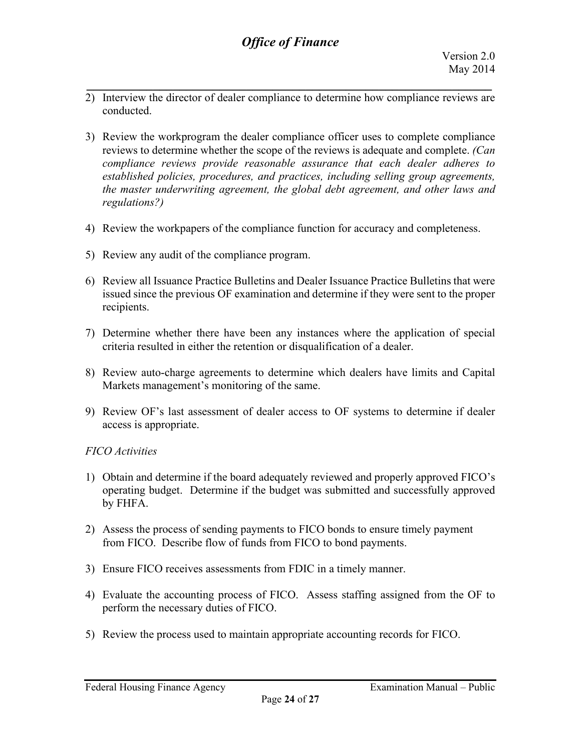2) Interview the director of dealer compliance to determine how compliance reviews are conducted.

3) Review the workprogram the dealer compliance officer uses to complete compliance reviews to determine whether the scope of the reviews is adequate and complete. *(Can compliance reviews provide reasonable assurance that each dealer adheres to established policies, procedures, and practices, including selling group agreements, the master underwriting agreement, the global debt agreement, and other laws and regulations?)*

4) Review the workpapers of the compliance function for accuracy and completeness.

5) Review any audit of the compliance program.

6) Review all Issuance Practice Bulletins and Dealer Issuance Practice Bulletins that were issued since the previous OF examination and determine if they were sent to the proper recipients.

7) Determine whether there have been any instances where the application of special criteria resulted in either the retention or disqualification of a dealer.

8) Review auto-charge agreements to determine which dealers have limits and Capital Markets management's monitoring of the same.

9) Review OF's last assessment of dealer access to OF systems to determine if dealer access is appropriate.

*FICO Activities*

1) Obtain and determine if the board adequately reviewed and properly approved FICO's operating budget. Determine if the budget was submitted and successfully approved by FHFA.

2) Assess the process of sending payments to FICO bonds to ensure timely payment from FICO. Describe flow of funds from FICO to bond payments.

3) Ensure FICO receives assessments from FDIC in a timely manner.

4) Evaluate the accounting process of FICO. Assess staffing assigned from the OF to perform the necessary duties of FICO.

5) Review the process used to maintain appropriate accounting records for FICO.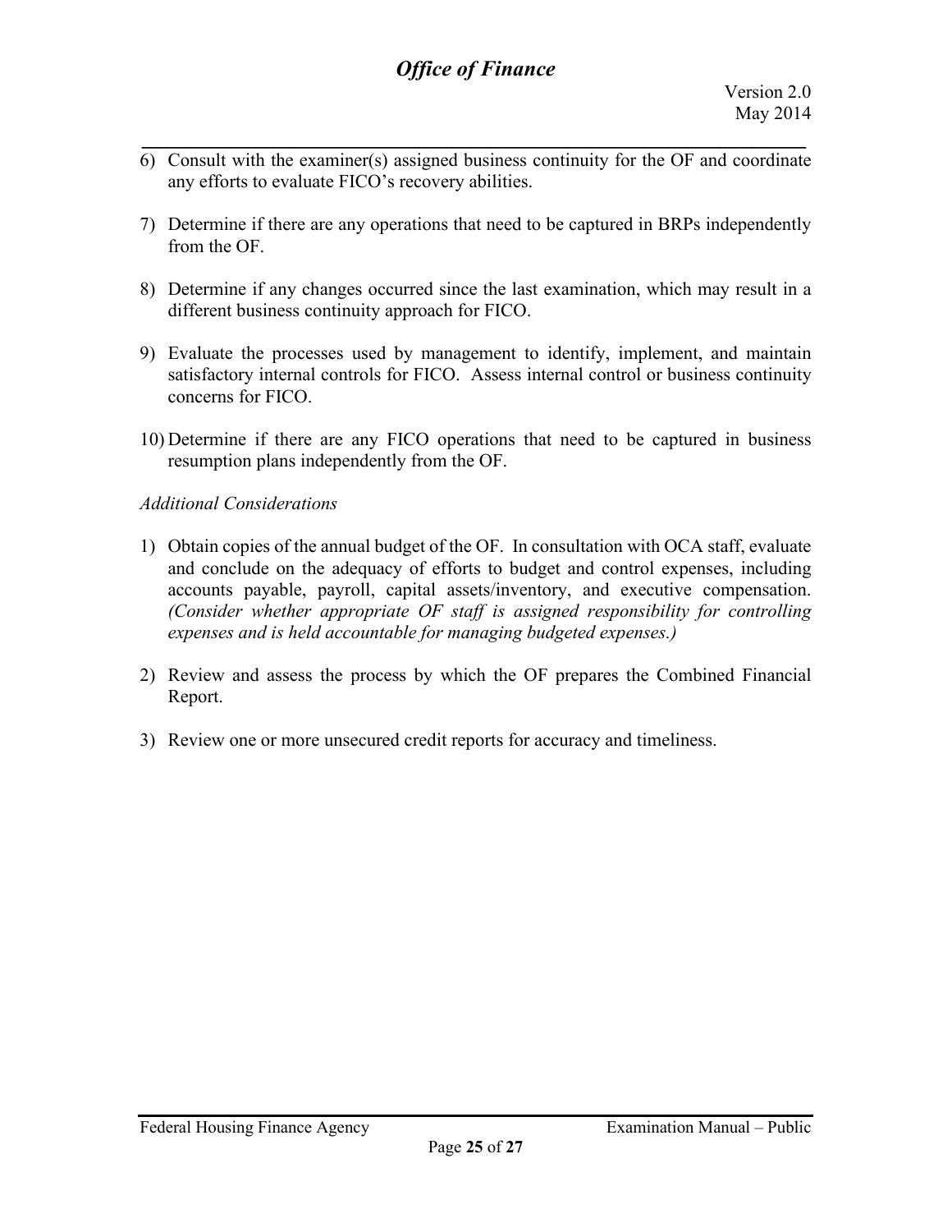6) Consult with the examiner(s) assigned business continuity for the OF and coordinate any efforts to evaluate FICO's recovery abilities.

7) Determine if there are any operations that need to be captured in BRPs independently from the OF.

8) Determine if any changes occurred since the last examination, which may result in a different business continuity approach for FICO.

9) Evaluate the processes used by management to identify, implement, and maintain satisfactory internal controls for FICO. Assess internal control or business continuity concerns for FICO.

10) Determine if there are any FICO operations that need to be captured in business resumption plans independently from the OF.

*Additional Considerations*

1) Obtain copies of the annual budget of the OF. In consultation with OCA staff, evaluate and conclude on the adequacy of efforts to budget and control expenses, including accounts payable, payroll, capital assets/inventory, and executive compensation. *(Consider whether appropriate OF staff is assigned responsibility for controlling expenses and is held accountable for managing budgeted expenses.)*

2) Review and assess the process by which the OF prepares the Combined Financial Report.

3) Review one or more unsecured credit reports for accuracy and timeliness.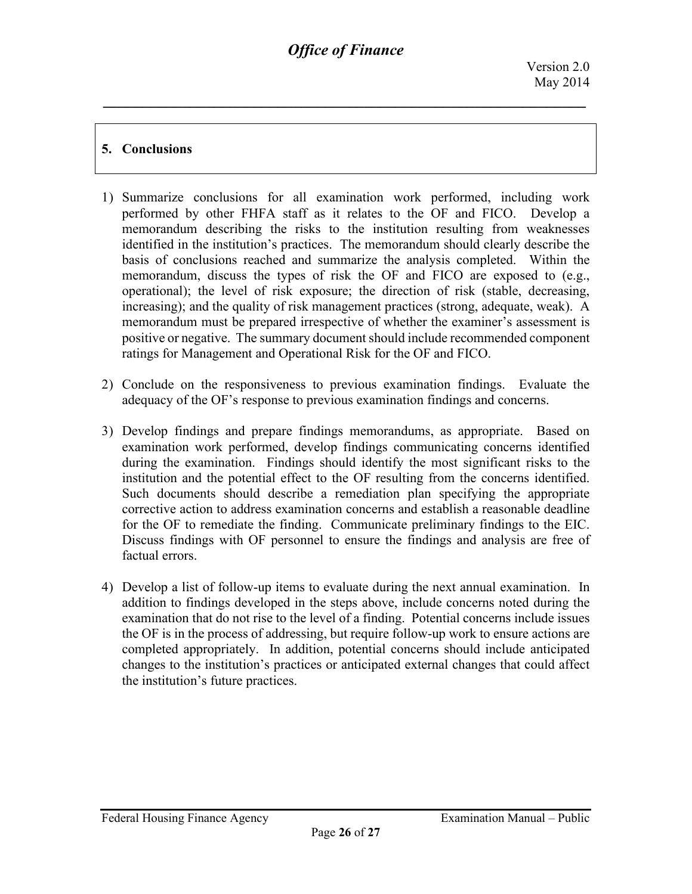## 5. Conclusions

1) Summarize conclusions for all examination work performed, including work performed by other FHFA staff as it relates to the OF and FICO. Develop a memorandum describing the risks to the institution resulting from weaknesses identified in the institution's practices. The memorandum should clearly describe the basis of conclusions reached and summarize the analysis completed. Within the memorandum, discuss the types of risk the OF and FICO are exposed to (e.g., operational); the level of risk exposure; the direction of risk (stable, decreasing, increasing); and the quality of risk management practices (strong, adequate, weak). A memorandum must be prepared irrespective of whether the examiner's assessment is positive or negative. The summary document should include recommended component ratings for Management and Operational Risk for the OF and FICO.

2) Conclude on the responsiveness to previous examination findings. Evaluate the adequacy of the OF's response to previous examination findings and concerns.

3) Develop findings and prepare findings memorandums, as appropriate. Based on examination work performed, develop findings communicating concerns identified during the examination. Findings should identify the most significant risks to the institution and the potential effect to the OF resulting from the concerns identified. Such documents should describe a remediation plan specifying the appropriate corrective action to address examination concerns and establish a reasonable deadline for the OF to remediate the finding. Communicate preliminary findings to the EIC. Discuss findings with OF personnel to ensure the findings and analysis are free of factual errors.

4) Develop a list of follow-up items to evaluate during the next annual examination. In addition to findings developed in the steps above, include concerns noted during the examination that do not rise to the level of a finding. Potential concerns include issues the OF is in the process of addressing, but require follow-up work to ensure actions are completed appropriately. In addition, potential concerns should include anticipated changes to the institution's practices or anticipated external changes that could affect the institution's future practices.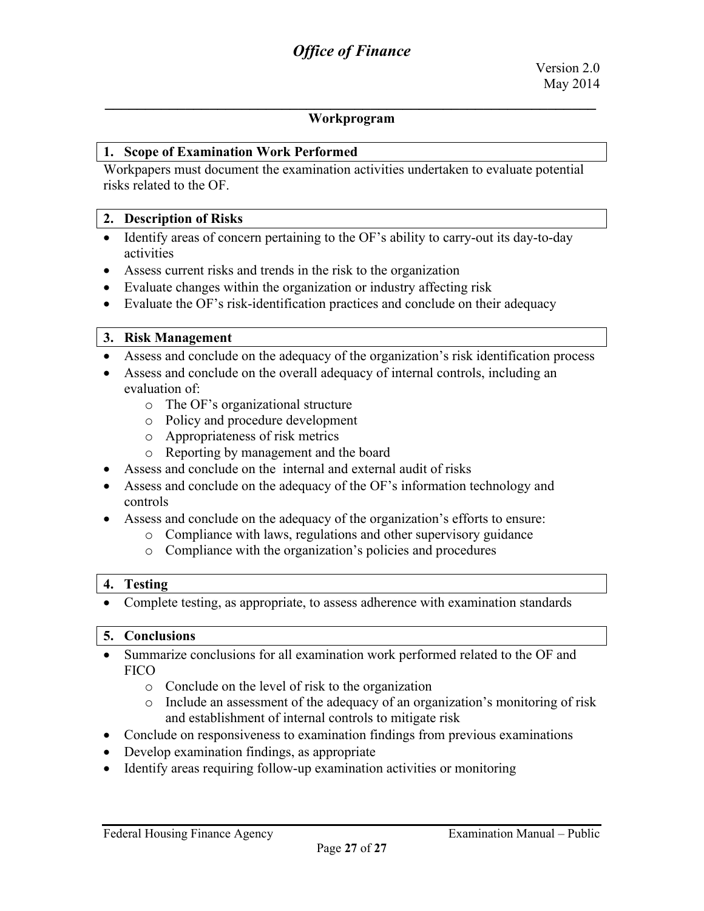## Workprogram

### 1. Scope of Examination Work Performed

Workpapers must document the examination activities undertaken to evaluate potential risks related to the OF.

### 2. Description of Risks

- Identify areas of concern pertaining to the OF's ability to carry-out its day-to-day activities
- Assess current risks and trends in the risk to the organization
- Evaluate changes within the organization or industry affecting risk
- Evaluate the OF's risk-identification practices and conclude on their adequacy

### 3. Risk Management

- Assess and conclude on the adequacy of the organization's risk identification process
- Assess and conclude on the overall adequacy of internal controls, including an evaluation of:
  - The OF's organizational structure
  - Policy and procedure development
  - Appropriateness of risk metrics
  - Reporting by management and the board
- Assess and conclude on the internal and external audit of risks
- Assess and conclude on the adequacy of the OF's information technology and controls
- Assess and conclude on the adequacy of the organization's efforts to ensure:
  - Compliance with laws, regulations and other supervisory guidance
  - Compliance with the organization's policies and procedures

### 4. Testing

- Complete testing, as appropriate, to assess adherence with examination standards

### 5. Conclusions

- Summarize conclusions for all examination work performed related to the OF and FICO
  - Conclude on the level of risk to the organization
  - Include an assessment of the adequacy of an organization's monitoring of risk and establishment of internal controls to mitigate risk
- Conclude on responsiveness to examination findings from previous examinations
- Develop examination findings, as appropriate
- Identify areas requiring follow-up examination activities or monitoring